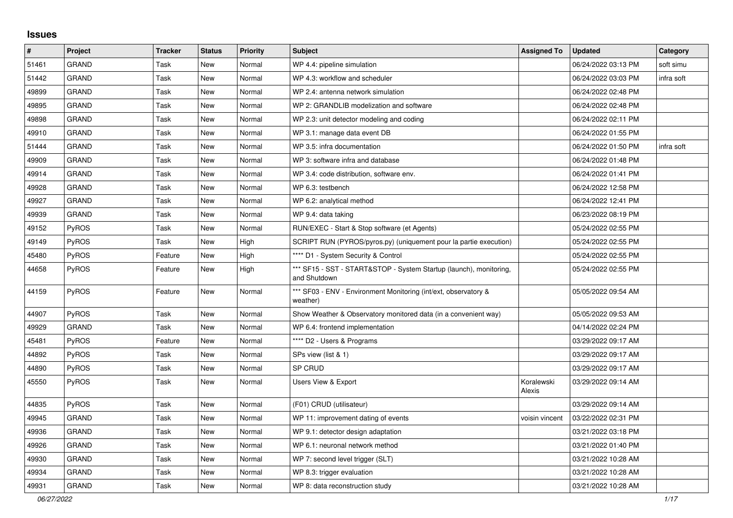# Issues

| # | Project | Tracker | Status | Priority | Subject | Assigned To | Updated | Category |
|---|---|---|---|---|---|---|---|---|
| 51461 | GRAND | Task | New | Normal | WP 4.4: pipeline simulation | | 06/24/2022 03:13 PM | soft simu |
| 51442 | GRAND | Task | New | Normal | WP 4.3: workflow and scheduler | | 06/24/2022 03:03 PM | infra soft |
| 49899 | GRAND | Task | New | Normal | WP 2.4: antenna network simulation | | 06/24/2022 02:48 PM | |
| 49895 | GRAND | Task | New | Normal | WP 2: GRANDLIB modelization and software | | 06/24/2022 02:48 PM | |
| 49898 | GRAND | Task | New | Normal | WP 2.3: unit detector modeling and coding | | 06/24/2022 02:11 PM | |
| 49910 | GRAND | Task | New | Normal | WP 3.1: manage data event DB | | 06/24/2022 01:55 PM | |
| 51444 | GRAND | Task | New | Normal | WP 3.5: infra documentation | | 06/24/2022 01:50 PM | infra soft |
| 49909 | GRAND | Task | New | Normal | WP 3: software infra and database | | 06/24/2022 01:48 PM | |
| 49914 | GRAND | Task | New | Normal | WP 3.4: code distribution, software env. | | 06/24/2022 01:41 PM | |
| 49928 | GRAND | Task | New | Normal | WP 6.3: testbench | | 06/24/2022 12:58 PM | |
| 49927 | GRAND | Task | New | Normal | WP 6.2: analytical method | | 06/24/2022 12:41 PM | |
| 49939 | GRAND | Task | New | Normal | WP 9.4: data taking | | 06/23/2022 08:19 PM | |
| 49152 | PyROS | Task | New | Normal | RUN/EXEC - Start & Stop software (et Agents) | | 05/24/2022 02:55 PM | |
| 49149 | PyROS | Task | New | High | SCRIPT RUN (PYROS/pyros.py) (uniquement pour la partie execution) | | 05/24/2022 02:55 PM | |
| 45480 | PyROS | Feature | New | High | **** D1 - System Security & Control | | 05/24/2022 02:55 PM | |
| 44658 | PyROS | Feature | New | High | *** SF15 - SST - START&STOP - System Startup (launch), monitoring, and Shutdown | | 05/24/2022 02:55 PM | |
| 44159 | PyROS | Feature | New | Normal | *** SF03 - ENV - Environment Monitoring (int/ext, observatory & weather) | | 05/05/2022 09:54 AM | |
| 44907 | PyROS | Task | New | Normal | Show Weather & Observatory monitored data (in a convenient way) | | 05/05/2022 09:53 AM | |
| 49929 | GRAND | Task | New | Normal | WP 6.4: frontend implementation | | 04/14/2022 02:24 PM | |
| 45481 | PyROS | Feature | New | Normal | **** D2 - Users & Programs | | 03/29/2022 09:17 AM | |
| 44892 | PyROS | Task | New | Normal | SPs view (list & 1) | | 03/29/2022 09:17 AM | |
| 44890 | PyROS | Task | New | Normal | SP CRUD | | 03/29/2022 09:17 AM | |
| 45550 | PyROS | Task | New | Normal | Users View & Export | Koralewski Alexis | 03/29/2022 09:14 AM | |
| 44835 | PyROS | Task | New | Normal | (F01) CRUD (utilisateur) | | 03/29/2022 09:14 AM | |
| 49945 | GRAND | Task | New | Normal | WP 11: improvement dating of events | voisin vincent | 03/22/2022 02:31 PM | |
| 49936 | GRAND | Task | New | Normal | WP 9.1: detector design adaptation | | 03/21/2022 03:18 PM | |
| 49926 | GRAND | Task | New | Normal | WP 6.1: neuronal network method | | 03/21/2022 01:40 PM | |
| 49930 | GRAND | Task | New | Normal | WP 7: second level trigger (SLT) | | 03/21/2022 10:28 AM | |
| 49934 | GRAND | Task | New | Normal | WP 8.3: trigger evaluation | | 03/21/2022 10:28 AM | |
| 49931 | GRAND | Task | New | Normal | WP 8: data reconstruction study | | 03/21/2022 10:28 AM | |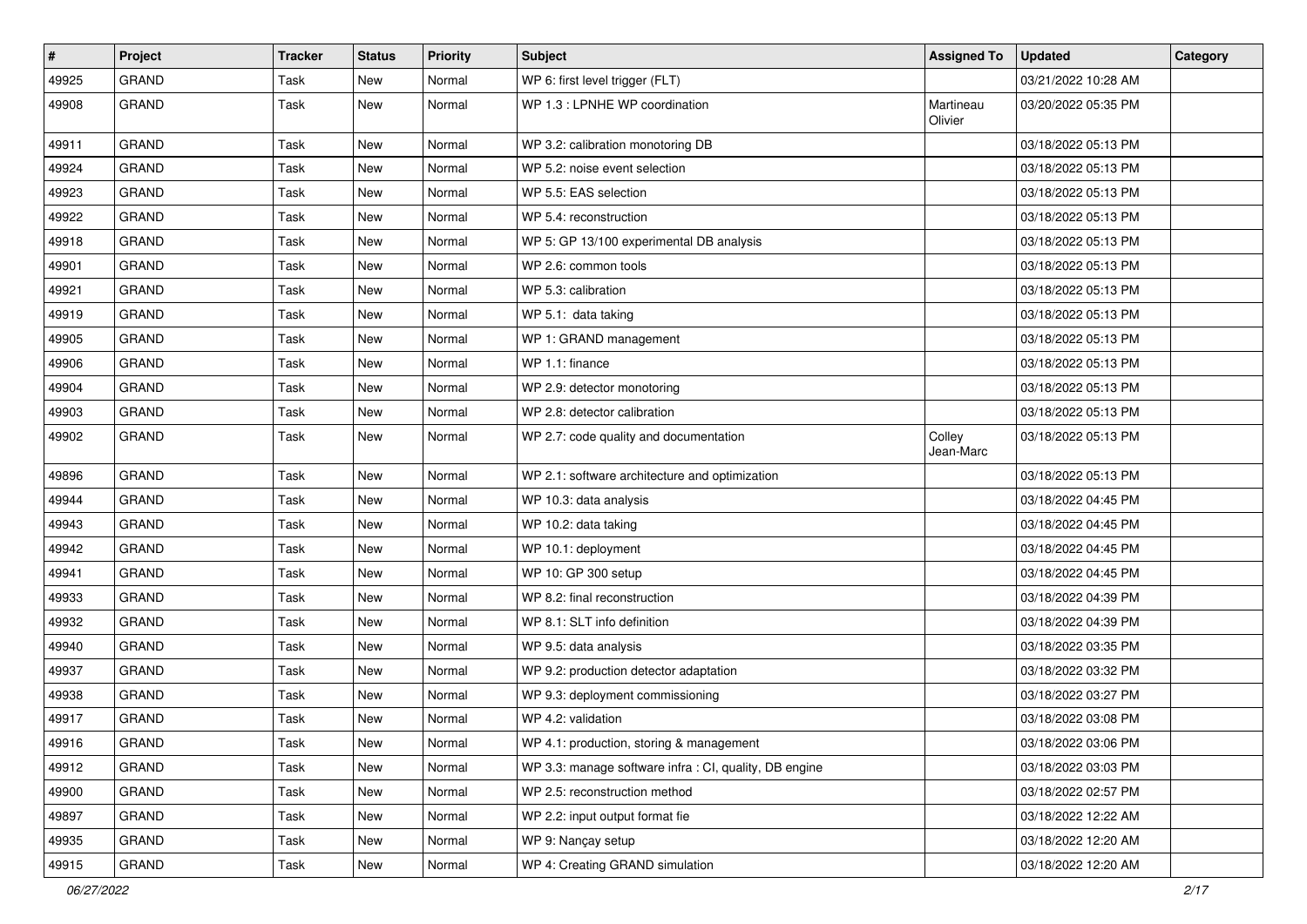| # | Project | Tracker | Status | Priority | Subject | Assigned To | Updated | Category |
|---|---|---|---|---|---|---|---|---|
| 49925 | GRAND | Task | New | Normal | WP 6: first level trigger (FLT) | | 03/21/2022 10:28 AM | |
| 49908 | GRAND | Task | New | Normal | WP 1.3 : LPNHE WP coordination | Martineau Olivier | 03/20/2022 05:35 PM | |
| 49911 | GRAND | Task | New | Normal | WP 3.2: calibration monotoring DB | | 03/18/2022 05:13 PM | |
| 49924 | GRAND | Task | New | Normal | WP 5.2: noise event selection | | 03/18/2022 05:13 PM | |
| 49923 | GRAND | Task | New | Normal | WP 5.5: EAS selection | | 03/18/2022 05:13 PM | |
| 49922 | GRAND | Task | New | Normal | WP 5.4: reconstruction | | 03/18/2022 05:13 PM | |
| 49918 | GRAND | Task | New | Normal | WP 5: GP 13/100 experimental DB analysis | | 03/18/2022 05:13 PM | |
| 49901 | GRAND | Task | New | Normal | WP 2.6: common tools | | 03/18/2022 05:13 PM | |
| 49921 | GRAND | Task | New | Normal | WP 5.3: calibration | | 03/18/2022 05:13 PM | |
| 49919 | GRAND | Task | New | Normal | WP 5.1: data taking | | 03/18/2022 05:13 PM | |
| 49905 | GRAND | Task | New | Normal | WP 1: GRAND management | | 03/18/2022 05:13 PM | |
| 49906 | GRAND | Task | New | Normal | WP 1.1: finance | | 03/18/2022 05:13 PM | |
| 49904 | GRAND | Task | New | Normal | WP 2.9: detector monotoring | | 03/18/2022 05:13 PM | |
| 49903 | GRAND | Task | New | Normal | WP 2.8: detector calibration | | 03/18/2022 05:13 PM | |
| 49902 | GRAND | Task | New | Normal | WP 2.7: code quality and documentation | Colley Jean-Marc | 03/18/2022 05:13 PM | |
| 49896 | GRAND | Task | New | Normal | WP 2.1: software architecture and optimization | | 03/18/2022 05:13 PM | |
| 49944 | GRAND | Task | New | Normal | WP 10.3: data analysis | | 03/18/2022 04:45 PM | |
| 49943 | GRAND | Task | New | Normal | WP 10.2: data taking | | 03/18/2022 04:45 PM | |
| 49942 | GRAND | Task | New | Normal | WP 10.1: deployment | | 03/18/2022 04:45 PM | |
| 49941 | GRAND | Task | New | Normal | WP 10: GP 300 setup | | 03/18/2022 04:45 PM | |
| 49933 | GRAND | Task | New | Normal | WP 8.2: final reconstruction | | 03/18/2022 04:39 PM | |
| 49932 | GRAND | Task | New | Normal | WP 8.1: SLT info definition | | 03/18/2022 04:39 PM | |
| 49940 | GRAND | Task | New | Normal | WP 9.5: data analysis | | 03/18/2022 03:35 PM | |
| 49937 | GRAND | Task | New | Normal | WP 9.2: production detector adaptation | | 03/18/2022 03:32 PM | |
| 49938 | GRAND | Task | New | Normal | WP 9.3: deployment commissioning | | 03/18/2022 03:27 PM | |
| 49917 | GRAND | Task | New | Normal | WP 4.2: validation | | 03/18/2022 03:08 PM | |
| 49916 | GRAND | Task | New | Normal | WP 4.1: production, storing & management | | 03/18/2022 03:06 PM | |
| 49912 | GRAND | Task | New | Normal | WP 3.3: manage software infra : CI, quality, DB engine | | 03/18/2022 03:03 PM | |
| 49900 | GRAND | Task | New | Normal | WP 2.5: reconstruction method | | 03/18/2022 02:57 PM | |
| 49897 | GRAND | Task | New | Normal | WP 2.2: input output format fie | | 03/18/2022 12:22 AM | |
| 49935 | GRAND | Task | New | Normal | WP 9: Nançay setup | | 03/18/2022 12:20 AM | |
| 49915 | GRAND | Task | New | Normal | WP 4: Creating GRAND simulation | | 03/18/2022 12:20 AM | |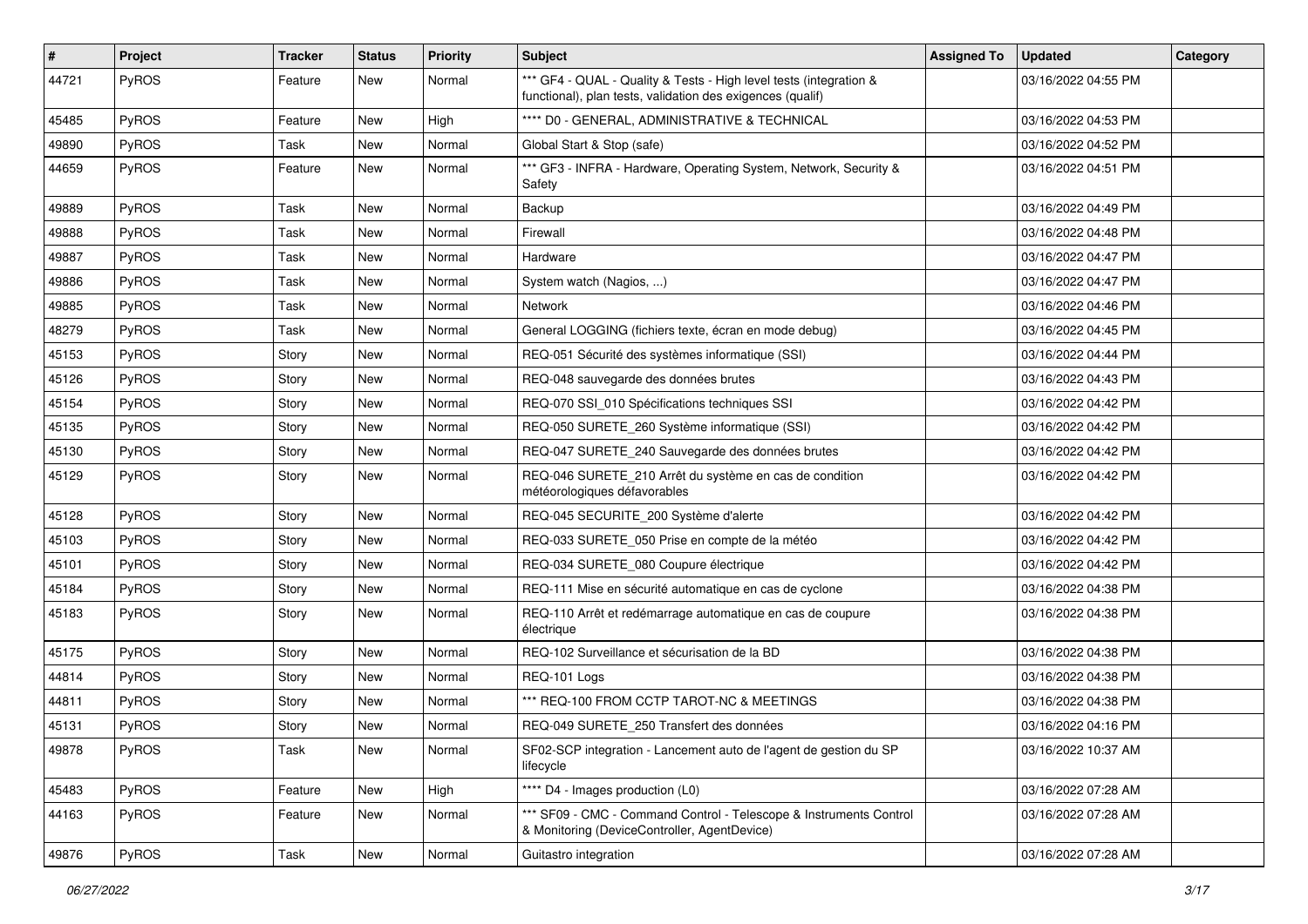| # | Project | Tracker | Status | Priority | Subject | Assigned To | Updated | Category |
|---|---|---|---|---|---|---|---|---|
| 44721 | PyROS | Feature | New | Normal | *** GF4 - QUAL - Quality & Tests - High level tests (integration & functional), plan tests, validation des exigences (qualif) | | 03/16/2022 04:55 PM | |
| 45485 | PyROS | Feature | New | High | **** D0 - GENERAL, ADMINISTRATIVE & TECHNICAL | | 03/16/2022 04:53 PM | |
| 49890 | PyROS | Task | New | Normal | Global Start & Stop (safe) | | 03/16/2022 04:52 PM | |
| 44659 | PyROS | Feature | New | Normal | *** GF3 - INFRA - Hardware, Operating System, Network, Security & Safety | | 03/16/2022 04:51 PM | |
| 49889 | PyROS | Task | New | Normal | Backup | | 03/16/2022 04:49 PM | |
| 49888 | PyROS | Task | New | Normal | Firewall | | 03/16/2022 04:48 PM | |
| 49887 | PyROS | Task | New | Normal | Hardware | | 03/16/2022 04:47 PM | |
| 49886 | PyROS | Task | New | Normal | System watch (Nagios, ...) | | 03/16/2022 04:47 PM | |
| 49885 | PyROS | Task | New | Normal | Network | | 03/16/2022 04:46 PM | |
| 48279 | PyROS | Task | New | Normal | General LOGGING (fichiers texte, écran en mode debug) | | 03/16/2022 04:45 PM | |
| 45153 | PyROS | Story | New | Normal | REQ-051 Sécurité des systèmes informatique (SSI) | | 03/16/2022 04:44 PM | |
| 45126 | PyROS | Story | New | Normal | REQ-048 sauvegarde des données brutes | | 03/16/2022 04:43 PM | |
| 45154 | PyROS | Story | New | Normal | REQ-070 SSI_010 Spécifications techniques SSI | | 03/16/2022 04:42 PM | |
| 45135 | PyROS | Story | New | Normal | REQ-050 SURETE_260 Système informatique (SSI) | | 03/16/2022 04:42 PM | |
| 45130 | PyROS | Story | New | Normal | REQ-047 SURETE_240 Sauvegarde des données brutes | | 03/16/2022 04:42 PM | |
| 45129 | PyROS | Story | New | Normal | REQ-046 SURETE_210 Arrêt du système en cas de condition météorologiques défavorables | | 03/16/2022 04:42 PM | |
| 45128 | PyROS | Story | New | Normal | REQ-045 SECURITE_200 Système d'alerte | | 03/16/2022 04:42 PM | |
| 45103 | PyROS | Story | New | Normal | REQ-033 SURETE_050 Prise en compte de la météo | | 03/16/2022 04:42 PM | |
| 45101 | PyROS | Story | New | Normal | REQ-034 SURETE_080 Coupure électrique | | 03/16/2022 04:42 PM | |
| 45184 | PyROS | Story | New | Normal | REQ-111 Mise en sécurité automatique en cas de cyclone | | 03/16/2022 04:38 PM | |
| 45183 | PyROS | Story | New | Normal | REQ-110 Arrêt et redémarrage automatique en cas de coupure électrique | | 03/16/2022 04:38 PM | |
| 45175 | PyROS | Story | New | Normal | REQ-102 Surveillance et sécurisation de la BD | | 03/16/2022 04:38 PM | |
| 44814 | PyROS | Story | New | Normal | REQ-101 Logs | | 03/16/2022 04:38 PM | |
| 44811 | PyROS | Story | New | Normal | *** REQ-100 FROM CCTP TAROT-NC & MEETINGS | | 03/16/2022 04:38 PM | |
| 45131 | PyROS | Story | New | Normal | REQ-049 SURETE_250 Transfert des données | | 03/16/2022 04:16 PM | |
| 49878 | PyROS | Task | New | Normal | SF02-SCP integration - Lancement auto de l'agent de gestion du SP lifecycle | | 03/16/2022 10:37 AM | |
| 45483 | PyROS | Feature | New | High | **** D4 - Images production (L0) | | 03/16/2022 07:28 AM | |
| 44163 | PyROS | Feature | New | Normal | *** SF09 - CMC - Command Control - Telescope & Instruments Control & Monitoring (DeviceController, AgentDevice) | | 03/16/2022 07:28 AM | |
| 49876 | PyROS | Task | New | Normal | Guitastro integration | | 03/16/2022 07:28 AM | |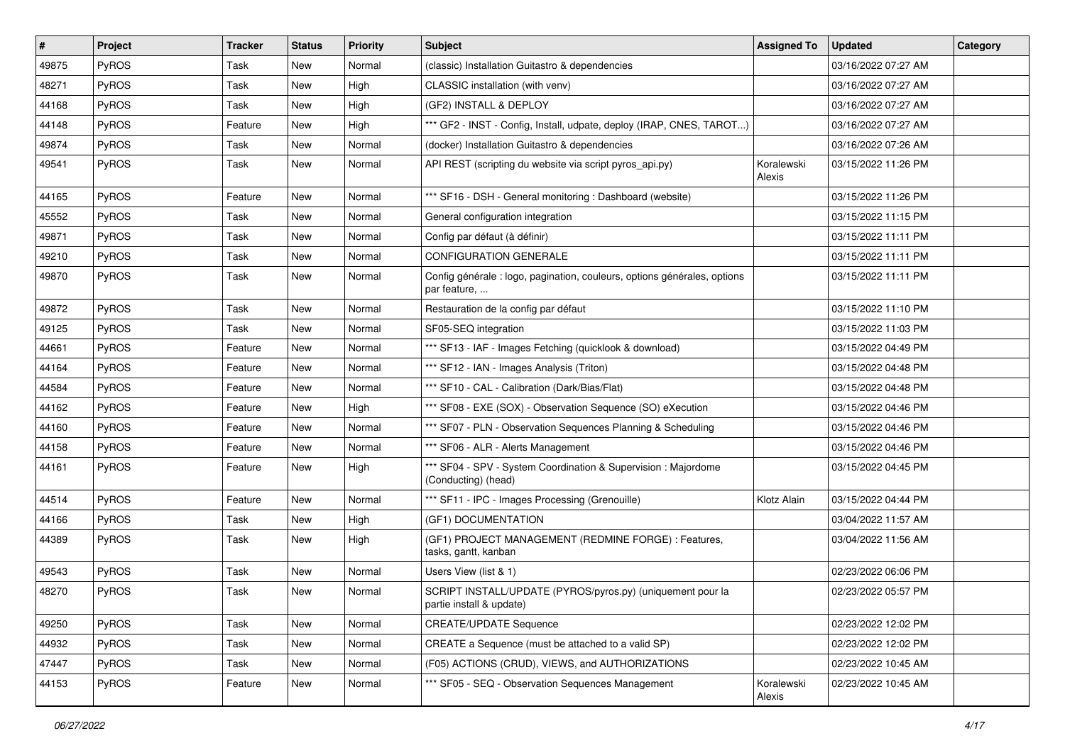| # | Project | Tracker | Status | Priority | Subject | Assigned To | Updated | Category |
|---|---|---|---|---|---|---|---|---|
| 49875 | PyROS | Task | New | Normal | (classic) Installation Guitastro & dependencies | | 03/16/2022 07:27 AM | |
| 48271 | PyROS | Task | New | High | CLASSIC installation (with venv) | | 03/16/2022 07:27 AM | |
| 44168 | PyROS | Task | New | High | (GF2) INSTALL & DEPLOY | | 03/16/2022 07:27 AM | |
| 44148 | PyROS | Feature | New | High | *** GF2 - INST - Config, Install, udpate, deploy (IRAP, CNES, TAROT...) | | 03/16/2022 07:27 AM | |
| 49874 | PyROS | Task | New | Normal | (docker) Installation Guitastro & dependencies | | 03/16/2022 07:26 AM | |
| 49541 | PyROS | Task | New | Normal | API REST (scripting du website via script pyros_api.py) | Koralewski Alexis | 03/15/2022 11:26 PM | |
| 44165 | PyROS | Feature | New | Normal | *** SF16 - DSH - General monitoring : Dashboard (website) | | 03/15/2022 11:26 PM | |
| 45552 | PyROS | Task | New | Normal | General configuration integration | | 03/15/2022 11:15 PM | |
| 49871 | PyROS | Task | New | Normal | Config par défaut (à définir) | | 03/15/2022 11:11 PM | |
| 49210 | PyROS | Task | New | Normal | CONFIGURATION GENERALE | | 03/15/2022 11:11 PM | |
| 49870 | PyROS | Task | New | Normal | Config générale : logo, pagination, couleurs, options générales, options par feature, ... | | 03/15/2022 11:11 PM | |
| 49872 | PyROS | Task | New | Normal | Restauration de la config par défaut | | 03/15/2022 11:10 PM | |
| 49125 | PyROS | Task | New | Normal | SF05-SEQ integration | | 03/15/2022 11:03 PM | |
| 44661 | PyROS | Feature | New | Normal | *** SF13 - IAF - Images Fetching (quicklook & download) | | 03/15/2022 04:49 PM | |
| 44164 | PyROS | Feature | New | Normal | *** SF12 - IAN - Images Analysis (Triton) | | 03/15/2022 04:48 PM | |
| 44584 | PyROS | Feature | New | Normal | *** SF10 - CAL - Calibration (Dark/Bias/Flat) | | 03/15/2022 04:48 PM | |
| 44162 | PyROS | Feature | New | High | *** SF08 - EXE (SOX) - Observation Sequence (SO) eXecution | | 03/15/2022 04:46 PM | |
| 44160 | PyROS | Feature | New | Normal | *** SF07 - PLN - Observation Sequences Planning & Scheduling | | 03/15/2022 04:46 PM | |
| 44158 | PyROS | Feature | New | Normal | *** SF06 - ALR - Alerts Management | | 03/15/2022 04:46 PM | |
| 44161 | PyROS | Feature | New | High | *** SF04 - SPV - System Coordination & Supervision : Majordome (Conducting) (head) | | 03/15/2022 04:45 PM | |
| 44514 | PyROS | Feature | New | Normal | *** SF11 - IPC - Images Processing (Grenouille) | Klotz Alain | 03/15/2022 04:44 PM | |
| 44166 | PyROS | Task | New | High | (GF1) DOCUMENTATION | | 03/04/2022 11:57 AM | |
| 44389 | PyROS | Task | New | High | (GF1) PROJECT MANAGEMENT (REDMINE FORGE) : Features, tasks, gantt, kanban | | 03/04/2022 11:56 AM | |
| 49543 | PyROS | Task | New | Normal | Users View (list & 1) | | 02/23/2022 06:06 PM | |
| 48270 | PyROS | Task | New | Normal | SCRIPT INSTALL/UPDATE (PYROS/pyros.py) (uniquement pour la partie install & update) | | 02/23/2022 05:57 PM | |
| 49250 | PyROS | Task | New | Normal | CREATE/UPDATE Sequence | | 02/23/2022 12:02 PM | |
| 44932 | PyROS | Task | New | Normal | CREATE a Sequence (must be attached to a valid SP) | | 02/23/2022 12:02 PM | |
| 47447 | PyROS | Task | New | Normal | (F05) ACTIONS (CRUD), VIEWS, and AUTHORIZATIONS | | 02/23/2022 10:45 AM | |
| 44153 | PyROS | Feature | New | Normal | *** SF05 - SEQ - Observation Sequences Management | Koralewski Alexis | 02/23/2022 10:45 AM | |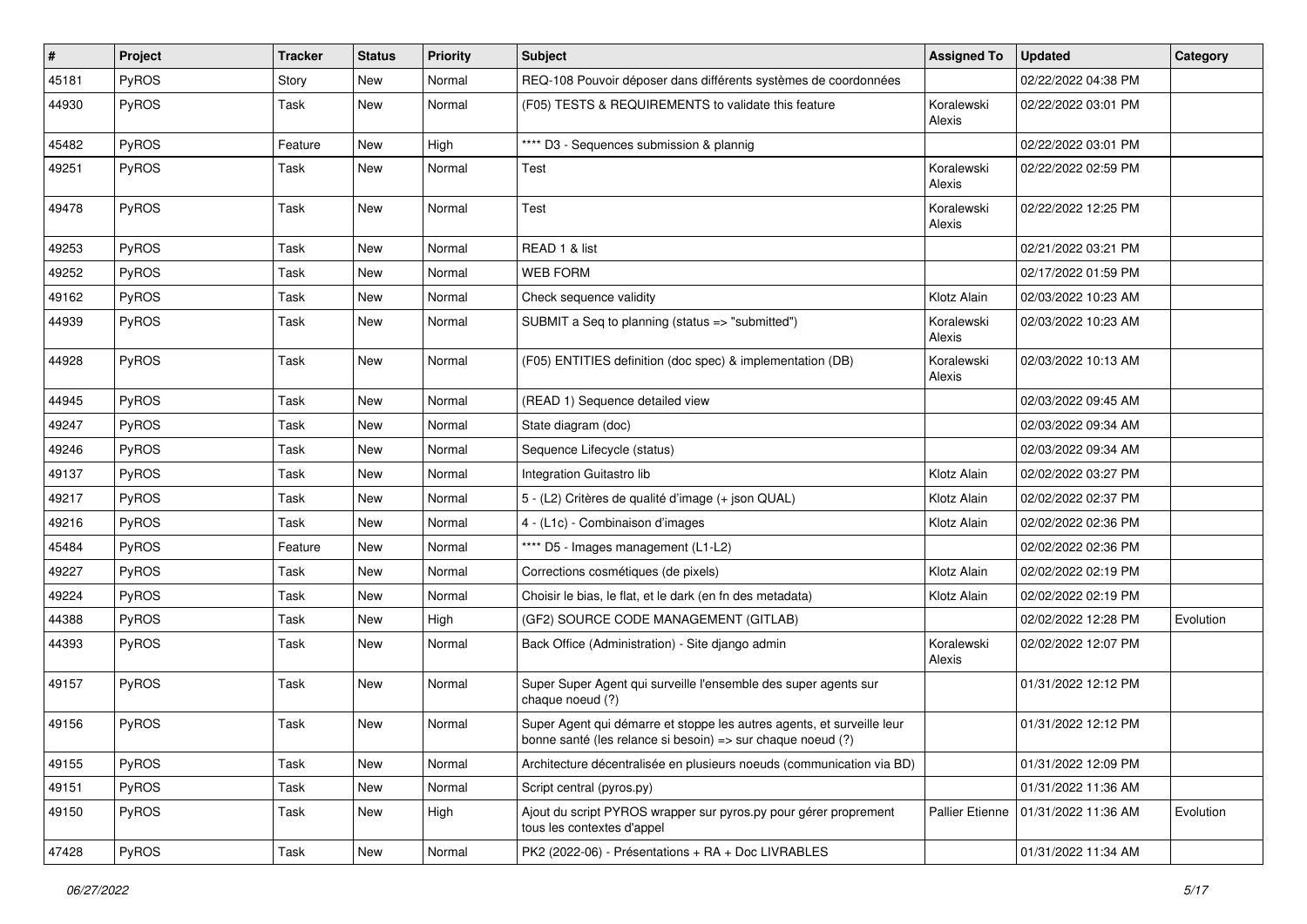| # | Project | Tracker | Status | Priority | Subject | Assigned To | Updated | Category |
|---|---|---|---|---|---|---|---|---|
| 45181 | PyROS | Story | New | Normal | REQ-108 Pouvoir déposer dans différents systèmes de coordonnées | | 02/22/2022 04:38 PM | |
| 44930 | PyROS | Task | New | Normal | (F05) TESTS & REQUIREMENTS to validate this feature | Koralewski Alexis | 02/22/2022 03:01 PM | |
| 45482 | PyROS | Feature | New | High | **** D3 - Sequences submission & plannig | | 02/22/2022 03:01 PM | |
| 49251 | PyROS | Task | New | Normal | Test | Koralewski Alexis | 02/22/2022 02:59 PM | |
| 49478 | PyROS | Task | New | Normal | Test | Koralewski Alexis | 02/22/2022 12:25 PM | |
| 49253 | PyROS | Task | New | Normal | READ 1 & list | | 02/21/2022 03:21 PM | |
| 49252 | PyROS | Task | New | Normal | WEB FORM | | 02/17/2022 01:59 PM | |
| 49162 | PyROS | Task | New | Normal | Check sequence validity | Klotz Alain | 02/03/2022 10:23 AM | |
| 44939 | PyROS | Task | New | Normal | SUBMIT a Seq to planning (status => "submitted") | Koralewski Alexis | 02/03/2022 10:23 AM | |
| 44928 | PyROS | Task | New | Normal | (F05) ENTITIES definition (doc spec) & implementation (DB) | Koralewski Alexis | 02/03/2022 10:13 AM | |
| 44945 | PyROS | Task | New | Normal | (READ 1) Sequence detailed view | | 02/03/2022 09:45 AM | |
| 49247 | PyROS | Task | New | Normal | State diagram (doc) | | 02/03/2022 09:34 AM | |
| 49246 | PyROS | Task | New | Normal | Sequence Lifecycle (status) | | 02/03/2022 09:34 AM | |
| 49137 | PyROS | Task | New | Normal | Integration Guitastro lib | Klotz Alain | 02/02/2022 03:27 PM | |
| 49217 | PyROS | Task | New | Normal | 5 - (L2) Critères de qualité d'image (+ json QUAL) | Klotz Alain | 02/02/2022 02:37 PM | |
| 49216 | PyROS | Task | New | Normal | 4 - (L1c) - Combinaison d'images | Klotz Alain | 02/02/2022 02:36 PM | |
| 45484 | PyROS | Feature | New | Normal | **** D5 - Images management (L1-L2) | | 02/02/2022 02:36 PM | |
| 49227 | PyROS | Task | New | Normal | Corrections cosmétiques (de pixels) | Klotz Alain | 02/02/2022 02:19 PM | |
| 49224 | PyROS | Task | New | Normal | Choisir le bias, le flat, et le dark (en fn des metadata) | Klotz Alain | 02/02/2022 02:19 PM | |
| 44388 | PyROS | Task | New | High | (GF2) SOURCE CODE MANAGEMENT (GITLAB) | | 02/02/2022 12:28 PM | Evolution |
| 44393 | PyROS | Task | New | Normal | Back Office (Administration) - Site django admin | Koralewski Alexis | 02/02/2022 12:07 PM | |
| 49157 | PyROS | Task | New | Normal | Super Super Agent qui surveille l'ensemble des super agents sur chaque noeud (?) | | 01/31/2022 12:12 PM | |
| 49156 | PyROS | Task | New | Normal | Super Agent qui démarre et stoppe les autres agents, et surveille leur bonne santé (les relance si besoin) => sur chaque noeud (?) | | 01/31/2022 12:12 PM | |
| 49155 | PyROS | Task | New | Normal | Architecture décentralisée en plusieurs noeuds (communication via BD) | | 01/31/2022 12:09 PM | |
| 49151 | PyROS | Task | New | Normal | Script central (pyros.py) | | 01/31/2022 11:36 AM | |
| 49150 | PyROS | Task | New | High | Ajout du script PYROS wrapper sur pyros.py pour gérer proprement tous les contextes d'appel | Pallier Etienne | 01/31/2022 11:36 AM | Evolution |
| 47428 | PyROS | Task | New | Normal | PK2 (2022-06) - Présentations + RA + Doc LIVRABLES | | 01/31/2022 11:34 AM | |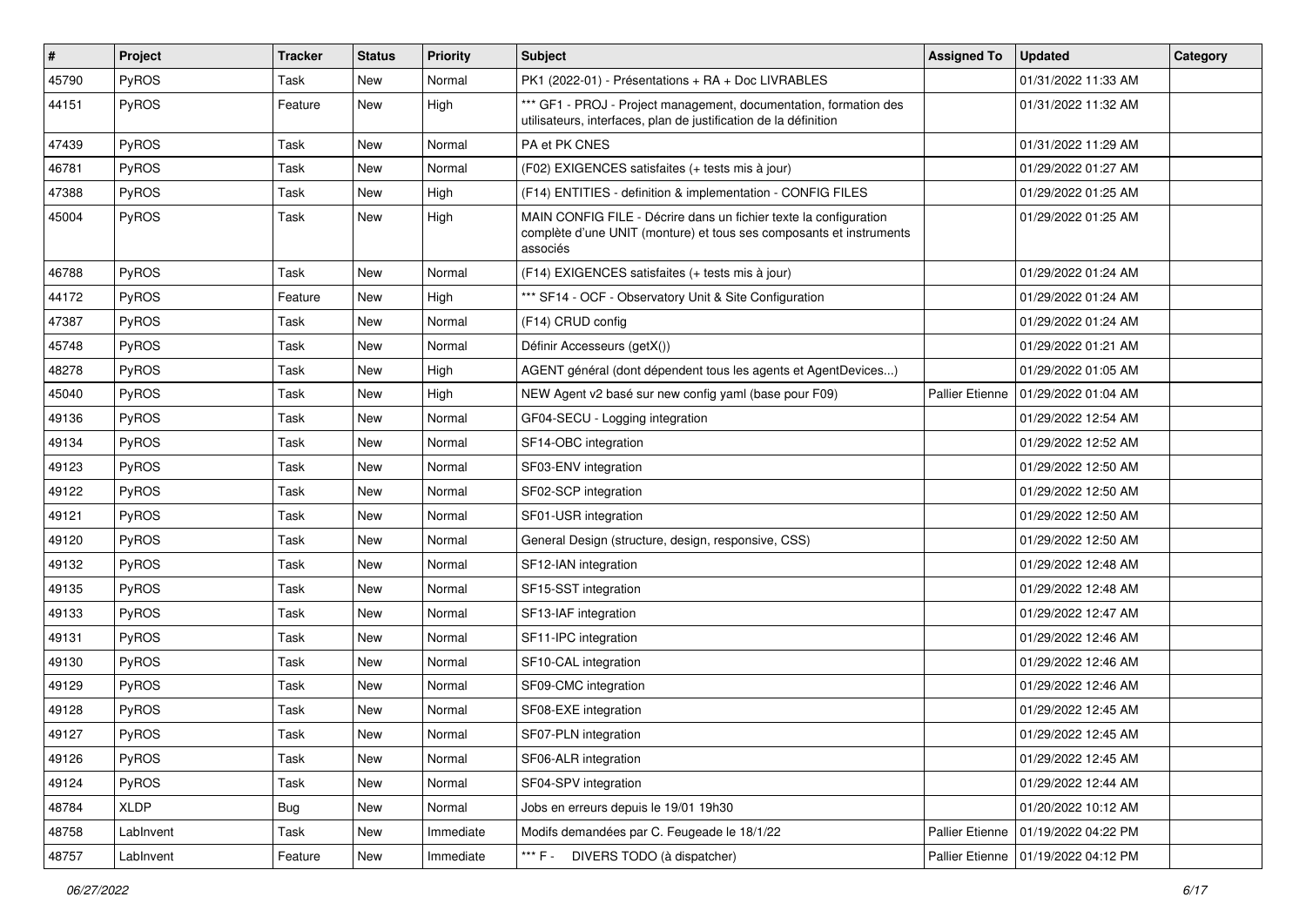| # | Project | Tracker | Status | Priority | Subject | Assigned To | Updated | Category |
|---|---|---|---|---|---|---|---|---|
| 45790 | PyROS | Task | New | Normal | PK1 (2022-01) - Présentations + RA + Doc LIVRABLES | | 01/31/2022 11:33 AM | |
| 44151 | PyROS | Feature | New | High | *** GF1 - PROJ - Project management, documentation, formation des utilisateurs, interfaces, plan de justification de la définition | | 01/31/2022 11:32 AM | |
| 47439 | PyROS | Task | New | Normal | PA et PK CNES | | 01/31/2022 11:29 AM | |
| 46781 | PyROS | Task | New | Normal | (F02) EXIGENCES satisfaites (+ tests mis à jour) | | 01/29/2022 01:27 AM | |
| 47388 | PyROS | Task | New | High | (F14) ENTITIES - definition & implementation - CONFIG FILES | | 01/29/2022 01:25 AM | |
| 45004 | PyROS | Task | New | High | MAIN CONFIG FILE - Décrire dans un fichier texte la configuration complète d'une UNIT (monture) et tous ses composants et instruments associés | | 01/29/2022 01:25 AM | |
| 46788 | PyROS | Task | New | Normal | (F14) EXIGENCES satisfaites (+ tests mis à jour) | | 01/29/2022 01:24 AM | |
| 44172 | PyROS | Feature | New | High | *** SF14 - OCF - Observatory Unit & Site Configuration | | 01/29/2022 01:24 AM | |
| 47387 | PyROS | Task | New | Normal | (F14) CRUD config | | 01/29/2022 01:24 AM | |
| 45748 | PyROS | Task | New | Normal | Définir Accesseurs (getX()) | | 01/29/2022 01:21 AM | |
| 48278 | PyROS | Task | New | High | AGENT général (dont dépendent tous les agents et AgentDevices...) | | 01/29/2022 01:05 AM | |
| 45040 | PyROS | Task | New | High | NEW Agent v2 basé sur new config yaml (base pour F09) | Pallier Etienne | 01/29/2022 01:04 AM | |
| 49136 | PyROS | Task | New | Normal | GF04-SECU - Logging integration | | 01/29/2022 12:54 AM | |
| 49134 | PyROS | Task | New | Normal | SF14-OBC integration | | 01/29/2022 12:52 AM | |
| 49123 | PyROS | Task | New | Normal | SF03-ENV integration | | 01/29/2022 12:50 AM | |
| 49122 | PyROS | Task | New | Normal | SF02-SCP integration | | 01/29/2022 12:50 AM | |
| 49121 | PyROS | Task | New | Normal | SF01-USR integration | | 01/29/2022 12:50 AM | |
| 49120 | PyROS | Task | New | Normal | General Design (structure, design, responsive, CSS) | | 01/29/2022 12:50 AM | |
| 49132 | PyROS | Task | New | Normal | SF12-IAN integration | | 01/29/2022 12:48 AM | |
| 49135 | PyROS | Task | New | Normal | SF15-SST integration | | 01/29/2022 12:48 AM | |
| 49133 | PyROS | Task | New | Normal | SF13-IAF integration | | 01/29/2022 12:47 AM | |
| 49131 | PyROS | Task | New | Normal | SF11-IPC integration | | 01/29/2022 12:46 AM | |
| 49130 | PyROS | Task | New | Normal | SF10-CAL integration | | 01/29/2022 12:46 AM | |
| 49129 | PyROS | Task | New | Normal | SF09-CMC integration | | 01/29/2022 12:46 AM | |
| 49128 | PyROS | Task | New | Normal | SF08-EXE integration | | 01/29/2022 12:45 AM | |
| 49127 | PyROS | Task | New | Normal | SF07-PLN integration | | 01/29/2022 12:45 AM | |
| 49126 | PyROS | Task | New | Normal | SF06-ALR integration | | 01/29/2022 12:45 AM | |
| 49124 | PyROS | Task | New | Normal | SF04-SPV integration | | 01/29/2022 12:44 AM | |
| 48784 | XLDP | Bug | New | Normal | Jobs en erreurs depuis le 19/01 19h30 | | 01/20/2022 10:12 AM | |
| 48758 | LabInvent | Task | New | Immediate | Modifs demandées par C. Feugeade le 18/1/22 | Pallier Etienne | 01/19/2022 04:22 PM | |
| 48757 | LabInvent | Feature | New | Immediate | *** F - DIVERS TODO (à dispatcher) | Pallier Etienne | 01/19/2022 04:12 PM | |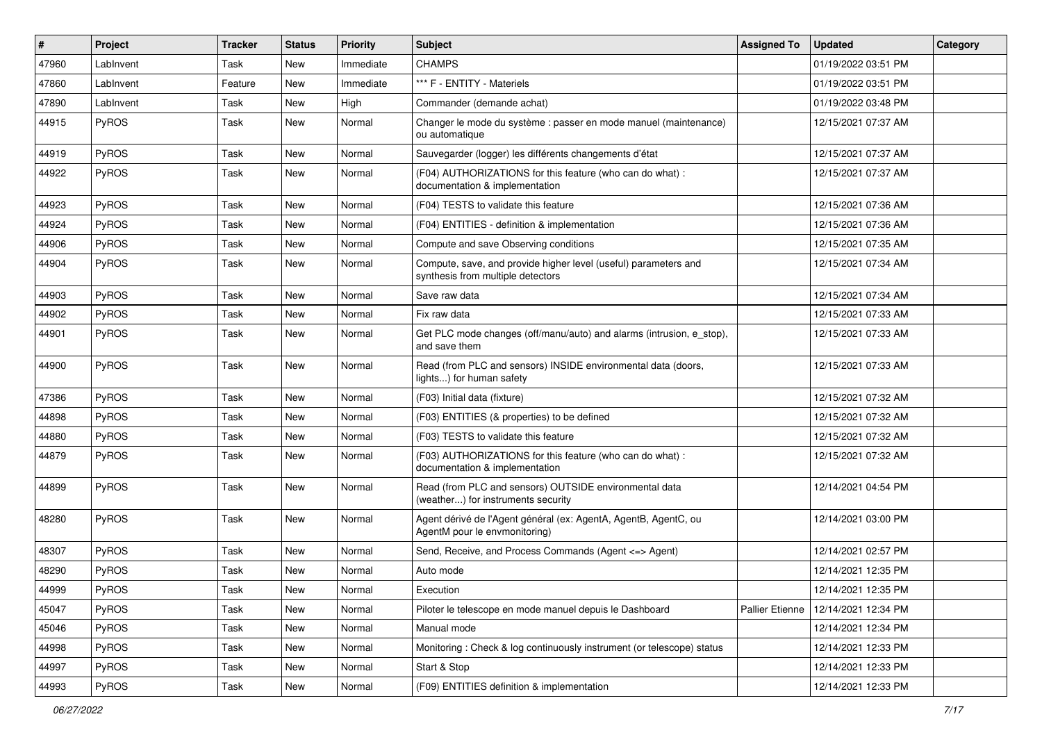| # | Project | Tracker | Status | Priority | Subject | Assigned To | Updated | Category |
|---|---|---|---|---|---|---|---|---|
| 47960 | LabInvent | Task | New | Immediate | CHAMPS | | 01/19/2022 03:51 PM | |
| 47860 | LabInvent | Feature | New | Immediate | *** F - ENTITY - Materiels | | 01/19/2022 03:51 PM | |
| 47890 | LabInvent | Task | New | High | Commander (demande achat) | | 01/19/2022 03:48 PM | |
| 44915 | PyROS | Task | New | Normal | Changer le mode du système : passer en mode manuel (maintenance) ou automatique | | 12/15/2021 07:37 AM | |
| 44919 | PyROS | Task | New | Normal | Sauvegarder (logger) les différents changements d'état | | 12/15/2021 07:37 AM | |
| 44922 | PyROS | Task | New | Normal | (F04) AUTHORIZATIONS for this feature (who can do what) : documentation & implementation | | 12/15/2021 07:37 AM | |
| 44923 | PyROS | Task | New | Normal | (F04) TESTS to validate this feature | | 12/15/2021 07:36 AM | |
| 44924 | PyROS | Task | New | Normal | (F04) ENTITIES - definition & implementation | | 12/15/2021 07:36 AM | |
| 44906 | PyROS | Task | New | Normal | Compute and save Observing conditions | | 12/15/2021 07:35 AM | |
| 44904 | PyROS | Task | New | Normal | Compute, save, and provide higher level (useful) parameters and synthesis from multiple detectors | | 12/15/2021 07:34 AM | |
| 44903 | PyROS | Task | New | Normal | Save raw data | | 12/15/2021 07:34 AM | |
| 44902 | PyROS | Task | New | Normal | Fix raw data | | 12/15/2021 07:33 AM | |
| 44901 | PyROS | Task | New | Normal | Get PLC mode changes (off/manu/auto) and alarms (intrusion, e_stop), and save them | | 12/15/2021 07:33 AM | |
| 44900 | PyROS | Task | New | Normal | Read (from PLC and sensors) INSIDE environmental data (doors, lights...) for human safety | | 12/15/2021 07:33 AM | |
| 47386 | PyROS | Task | New | Normal | (F03) Initial data (fixture) | | 12/15/2021 07:32 AM | |
| 44898 | PyROS | Task | New | Normal | (F03) ENTITIES (& properties) to be defined | | 12/15/2021 07:32 AM | |
| 44880 | PyROS | Task | New | Normal | (F03) TESTS to validate this feature | | 12/15/2021 07:32 AM | |
| 44879 | PyROS | Task | New | Normal | (F03) AUTHORIZATIONS for this feature (who can do what) : documentation & implementation | | 12/15/2021 07:32 AM | |
| 44899 | PyROS | Task | New | Normal | Read (from PLC and sensors) OUTSIDE environmental data (weather...) for instruments security | | 12/14/2021 04:54 PM | |
| 48280 | PyROS | Task | New | Normal | Agent dérivé de l'Agent général (ex: AgentA, AgentB, AgentC, ou AgentM pour le envmonitoring) | | 12/14/2021 03:00 PM | |
| 48307 | PyROS | Task | New | Normal | Send, Receive, and Process Commands (Agent <=> Agent) | | 12/14/2021 02:57 PM | |
| 48290 | PyROS | Task | New | Normal | Auto mode | | 12/14/2021 12:35 PM | |
| 44999 | PyROS | Task | New | Normal | Execution | | 12/14/2021 12:35 PM | |
| 45047 | PyROS | Task | New | Normal | Piloter le telescope en mode manuel depuis le Dashboard | Pallier Etienne | 12/14/2021 12:34 PM | |
| 45046 | PyROS | Task | New | Normal | Manual mode | | 12/14/2021 12:34 PM | |
| 44998 | PyROS | Task | New | Normal | Monitoring : Check & log continuously instrument (or telescope) status | | 12/14/2021 12:33 PM | |
| 44997 | PyROS | Task | New | Normal | Start & Stop | | 12/14/2021 12:33 PM | |
| 44993 | PyROS | Task | New | Normal | (F09) ENTITIES definition & implementation | | 12/14/2021 12:33 PM | |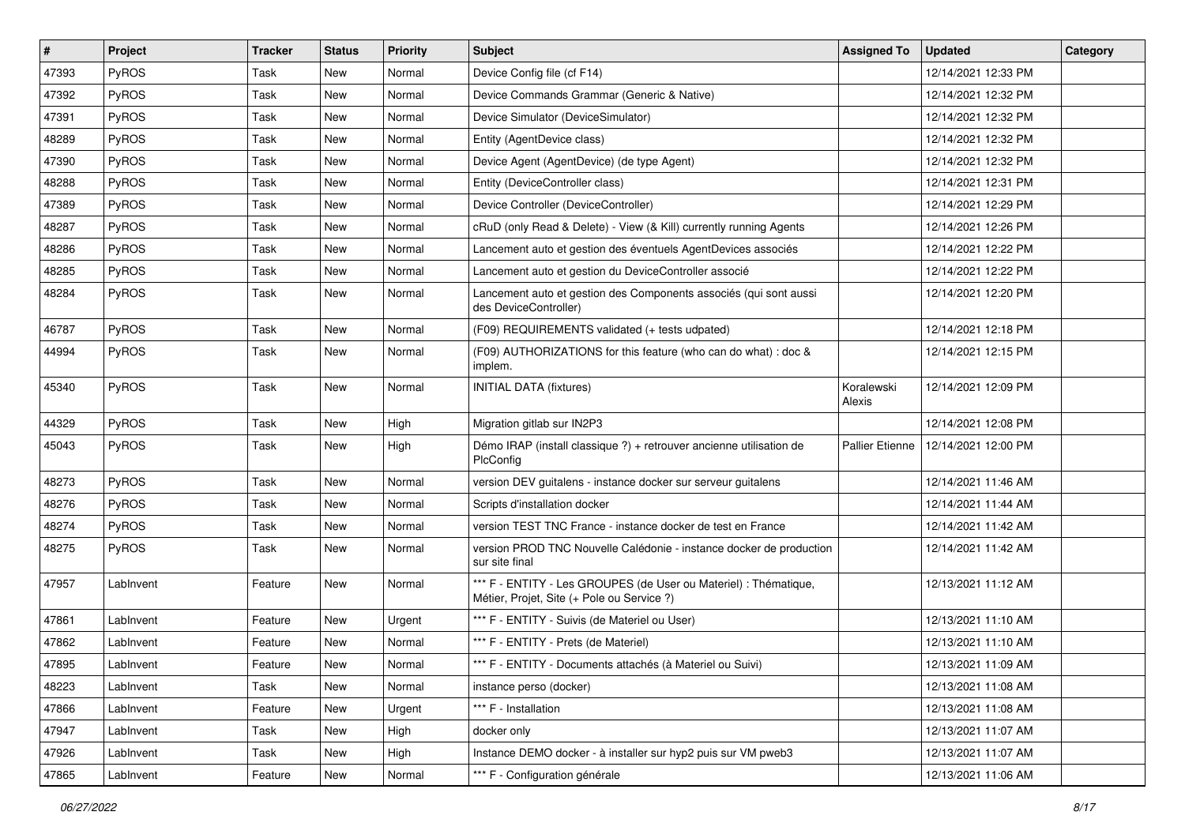| # | Project | Tracker | Status | Priority | Subject | Assigned To | Updated | Category |
|---|---|---|---|---|---|---|---|---|
| 47393 | PyROS | Task | New | Normal | Device Config file (cf F14) | | 12/14/2021 12:33 PM | |
| 47392 | PyROS | Task | New | Normal | Device Commands Grammar (Generic & Native) | | 12/14/2021 12:32 PM | |
| 47391 | PyROS | Task | New | Normal | Device Simulator (DeviceSimulator) | | 12/14/2021 12:32 PM | |
| 48289 | PyROS | Task | New | Normal | Entity (AgentDevice class) | | 12/14/2021 12:32 PM | |
| 47390 | PyROS | Task | New | Normal | Device Agent (AgentDevice) (de type Agent) | | 12/14/2021 12:32 PM | |
| 48288 | PyROS | Task | New | Normal | Entity (DeviceController class) | | 12/14/2021 12:31 PM | |
| 47389 | PyROS | Task | New | Normal | Device Controller (DeviceController) | | 12/14/2021 12:29 PM | |
| 48287 | PyROS | Task | New | Normal | cRuD (only Read & Delete) - View (& Kill) currently running Agents | | 12/14/2021 12:26 PM | |
| 48286 | PyROS | Task | New | Normal | Lancement auto et gestion des éventuels AgentDevices associés | | 12/14/2021 12:22 PM | |
| 48285 | PyROS | Task | New | Normal | Lancement auto et gestion du DeviceController associé | | 12/14/2021 12:22 PM | |
| 48284 | PyROS | Task | New | Normal | Lancement auto et gestion des Components associés (qui sont aussi des DeviceController) | | 12/14/2021 12:20 PM | |
| 46787 | PyROS | Task | New | Normal | (F09) REQUIREMENTS validated (+ tests udpated) | | 12/14/2021 12:18 PM | |
| 44994 | PyROS | Task | New | Normal | (F09) AUTHORIZATIONS for this feature (who can do what) : doc & implem. | | 12/14/2021 12:15 PM | |
| 45340 | PyROS | Task | New | Normal | INITIAL DATA (fixtures) | Koralewski Alexis | 12/14/2021 12:09 PM | |
| 44329 | PyROS | Task | New | High | Migration gitlab sur IN2P3 | | 12/14/2021 12:08 PM | |
| 45043 | PyROS | Task | New | High | Démo IRAP (install classique ?) + retrouver ancienne utilisation de PlcConfig | Pallier Etienne | 12/14/2021 12:00 PM | |
| 48273 | PyROS | Task | New | Normal | version DEV guitalens - instance docker sur serveur guitalens | | 12/14/2021 11:46 AM | |
| 48276 | PyROS | Task | New | Normal | Scripts d'installation docker | | 12/14/2021 11:44 AM | |
| 48274 | PyROS | Task | New | Normal | version TEST TNC France - instance docker de test en France | | 12/14/2021 11:42 AM | |
| 48275 | PyROS | Task | New | Normal | version PROD TNC Nouvelle Calédonie - instance docker de production sur site final | | 12/14/2021 11:42 AM | |
| 47957 | LabInvent | Feature | New | Normal | *** F - ENTITY - Les GROUPES (de User ou Materiel) : Thématique, Métier, Projet, Site (+ Pole ou Service ?) | | 12/13/2021 11:12 AM | |
| 47861 | LabInvent | Feature | New | Urgent | *** F - ENTITY - Suivis (de Materiel ou User) | | 12/13/2021 11:10 AM | |
| 47862 | LabInvent | Feature | New | Normal | *** F - ENTITY - Prets (de Materiel) | | 12/13/2021 11:10 AM | |
| 47895 | LabInvent | Feature | New | Normal | *** F - ENTITY - Documents attachés (à Materiel ou Suivi) | | 12/13/2021 11:09 AM | |
| 48223 | LabInvent | Task | New | Normal | instance perso (docker) | | 12/13/2021 11:08 AM | |
| 47866 | LabInvent | Feature | New | Urgent | *** F - Installation | | 12/13/2021 11:08 AM | |
| 47947 | LabInvent | Task | New | High | docker only | | 12/13/2021 11:07 AM | |
| 47926 | LabInvent | Task | New | High | Instance DEMO docker - à installer sur hyp2 puis sur VM pweb3 | | 12/13/2021 11:07 AM | |
| 47865 | LabInvent | Feature | New | Normal | *** F - Configuration générale | | 12/13/2021 11:06 AM | |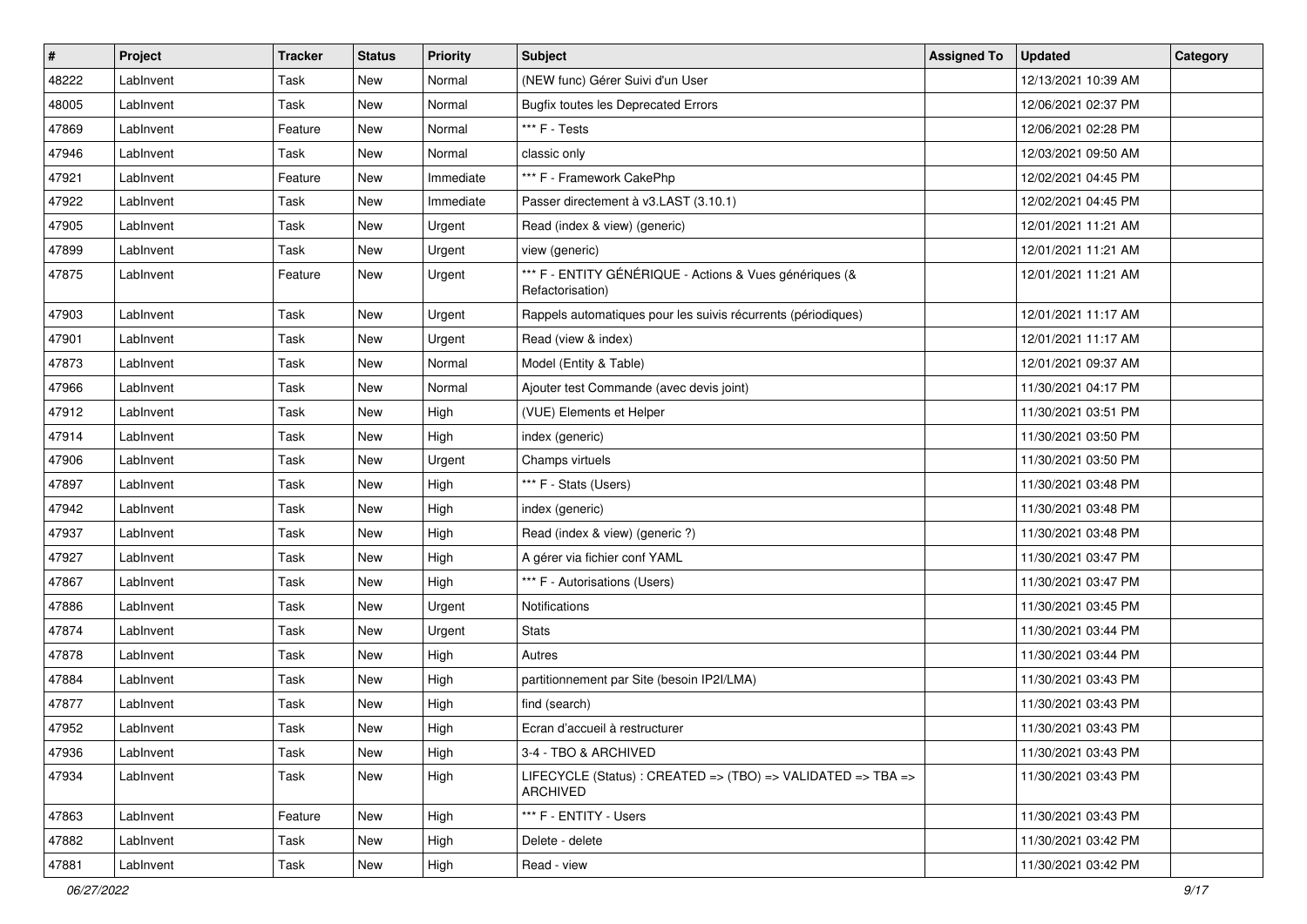| # | Project | Tracker | Status | Priority | Subject | Assigned To | Updated | Category |
|---|---|---|---|---|---|---|---|---|
| 48222 | LabInvent | Task | New | Normal | (NEW func) Gérer Suivi d'un User | | 12/13/2021 10:39 AM | |
| 48005 | LabInvent | Task | New | Normal | Bugfix toutes les Deprecated Errors | | 12/06/2021 02:37 PM | |
| 47869 | LabInvent | Feature | New | Normal | *** F - Tests | | 12/06/2021 02:28 PM | |
| 47946 | LabInvent | Task | New | Normal | classic only | | 12/03/2021 09:50 AM | |
| 47921 | LabInvent | Feature | New | Immediate | *** F - Framework CakePhp | | 12/02/2021 04:45 PM | |
| 47922 | LabInvent | Task | New | Immediate | Passer directement à v3.LAST (3.10.1) | | 12/02/2021 04:45 PM | |
| 47905 | LabInvent | Task | New | Urgent | Read (index & view) (generic) | | 12/01/2021 11:21 AM | |
| 47899 | LabInvent | Task | New | Urgent | view (generic) | | 12/01/2021 11:21 AM | |
| 47875 | LabInvent | Feature | New | Urgent | *** F - ENTITY GÉNÉRIQUE - Actions & Vues génériques (& Refactorisation) | | 12/01/2021 11:21 AM | |
| 47903 | LabInvent | Task | New | Urgent | Rappels automatiques pour les suivis récurrents (périodiques) | | 12/01/2021 11:17 AM | |
| 47901 | LabInvent | Task | New | Urgent | Read (view & index) | | 12/01/2021 11:17 AM | |
| 47873 | LabInvent | Task | New | Normal | Model (Entity & Table) | | 12/01/2021 09:37 AM | |
| 47966 | LabInvent | Task | New | Normal | Ajouter test Commande (avec devis joint) | | 11/30/2021 04:17 PM | |
| 47912 | LabInvent | Task | New | High | (VUE) Elements et Helper | | 11/30/2021 03:51 PM | |
| 47914 | LabInvent | Task | New | High | index (generic) | | 11/30/2021 03:50 PM | |
| 47906 | LabInvent | Task | New | Urgent | Champs virtuels | | 11/30/2021 03:50 PM | |
| 47897 | LabInvent | Task | New | High | *** F - Stats (Users) | | 11/30/2021 03:48 PM | |
| 47942 | LabInvent | Task | New | High | index (generic) | | 11/30/2021 03:48 PM | |
| 47937 | LabInvent | Task | New | High | Read (index & view) (generic ?) | | 11/30/2021 03:48 PM | |
| 47927 | LabInvent | Task | New | High | A gérer via fichier conf YAML | | 11/30/2021 03:47 PM | |
| 47867 | LabInvent | Task | New | High | *** F - Autorisations (Users) | | 11/30/2021 03:47 PM | |
| 47886 | LabInvent | Task | New | Urgent | Notifications | | 11/30/2021 03:45 PM | |
| 47874 | LabInvent | Task | New | Urgent | Stats | | 11/30/2021 03:44 PM | |
| 47878 | LabInvent | Task | New | High | Autres | | 11/30/2021 03:44 PM | |
| 47884 | LabInvent | Task | New | High | partitionnement par Site (besoin IP2I/LMA) | | 11/30/2021 03:43 PM | |
| 47877 | LabInvent | Task | New | High | find (search) | | 11/30/2021 03:43 PM | |
| 47952 | LabInvent | Task | New | High | Ecran d'accueil à restructurer | | 11/30/2021 03:43 PM | |
| 47936 | LabInvent | Task | New | High | 3-4 - TBO & ARCHIVED | | 11/30/2021 03:43 PM | |
| 47934 | LabInvent | Task | New | High | LIFECYCLE (Status) : CREATED => (TBO) => VALIDATED => TBA => ARCHIVED | | 11/30/2021 03:43 PM | |
| 47863 | LabInvent | Feature | New | High | *** F - ENTITY - Users | | 11/30/2021 03:43 PM | |
| 47882 | LabInvent | Task | New | High | Delete - delete | | 11/30/2021 03:42 PM | |
| 47881 | LabInvent | Task | New | High | Read - view | | 11/30/2021 03:42 PM | |

*06/27/2022*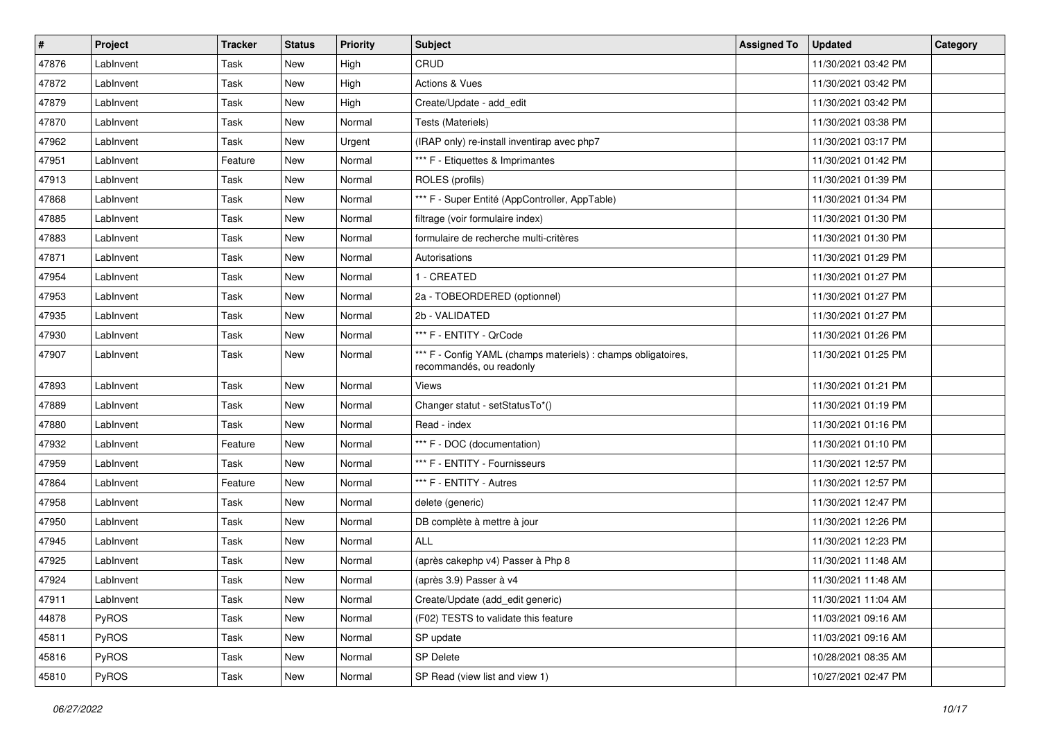| # | Project | Tracker | Status | Priority | Subject | Assigned To | Updated | Category |
|---|---|---|---|---|---|---|---|---|
| 47876 | LabInvent | Task | New | High | CRUD | | 11/30/2021 03:42 PM | |
| 47872 | LabInvent | Task | New | High | Actions & Vues | | 11/30/2021 03:42 PM | |
| 47879 | LabInvent | Task | New | High | Create/Update - add_edit | | 11/30/2021 03:42 PM | |
| 47870 | LabInvent | Task | New | Normal | Tests (Materiels) | | 11/30/2021 03:38 PM | |
| 47962 | LabInvent | Task | New | Urgent | (IRAP only) re-install inventirap avec php7 | | 11/30/2021 03:17 PM | |
| 47951 | LabInvent | Feature | New | Normal | *** F - Etiquettes & Imprimantes | | 11/30/2021 01:42 PM | |
| 47913 | LabInvent | Task | New | Normal | ROLES (profils) | | 11/30/2021 01:39 PM | |
| 47868 | LabInvent | Task | New | Normal | *** F - Super Entité (AppController, AppTable) | | 11/30/2021 01:34 PM | |
| 47885 | LabInvent | Task | New | Normal | filtrage (voir formulaire index) | | 11/30/2021 01:30 PM | |
| 47883 | LabInvent | Task | New | Normal | formulaire de recherche multi-critères | | 11/30/2021 01:30 PM | |
| 47871 | LabInvent | Task | New | Normal | Autorisations | | 11/30/2021 01:29 PM | |
| 47954 | LabInvent | Task | New | Normal | 1 - CREATED | | 11/30/2021 01:27 PM | |
| 47953 | LabInvent | Task | New | Normal | 2a - TOBEORDERED (optionnel) | | 11/30/2021 01:27 PM | |
| 47935 | LabInvent | Task | New | Normal | 2b - VALIDATED | | 11/30/2021 01:27 PM | |
| 47930 | LabInvent | Task | New | Normal | *** F - ENTITY - QrCode | | 11/30/2021 01:26 PM | |
| 47907 | LabInvent | Task | New | Normal | *** F - Config YAML (champs materiels) : champs obligatoires, recommandés, ou readonly | | 11/30/2021 01:25 PM | |
| 47893 | LabInvent | Task | New | Normal | Views | | 11/30/2021 01:21 PM | |
| 47889 | LabInvent | Task | New | Normal | Changer statut - setStatusTo*() | | 11/30/2021 01:19 PM | |
| 47880 | LabInvent | Task | New | Normal | Read - index | | 11/30/2021 01:16 PM | |
| 47932 | LabInvent | Feature | New | Normal | *** F - DOC (documentation) | | 11/30/2021 01:10 PM | |
| 47959 | LabInvent | Task | New | Normal | *** F - ENTITY - Fournisseurs | | 11/30/2021 12:57 PM | |
| 47864 | LabInvent | Feature | New | Normal | *** F - ENTITY - Autres | | 11/30/2021 12:57 PM | |
| 47958 | LabInvent | Task | New | Normal | delete (generic) | | 11/30/2021 12:47 PM | |
| 47950 | LabInvent | Task | New | Normal | DB complète à mettre à jour | | 11/30/2021 12:26 PM | |
| 47945 | LabInvent | Task | New | Normal | ALL | | 11/30/2021 12:23 PM | |
| 47925 | LabInvent | Task | New | Normal | (après cakephp v4) Passer à Php 8 | | 11/30/2021 11:48 AM | |
| 47924 | LabInvent | Task | New | Normal | (après 3.9) Passer à v4 | | 11/30/2021 11:48 AM | |
| 47911 | LabInvent | Task | New | Normal | Create/Update (add_edit generic) | | 11/30/2021 11:04 AM | |
| 44878 | PyROS | Task | New | Normal | (F02) TESTS to validate this feature | | 11/03/2021 09:16 AM | |
| 45811 | PyROS | Task | New | Normal | SP update | | 11/03/2021 09:16 AM | |
| 45816 | PyROS | Task | New | Normal | SP Delete | | 10/28/2021 08:35 AM | |
| 45810 | PyROS | Task | New | Normal | SP Read (view list and view 1) | | 10/27/2021 02:47 PM | |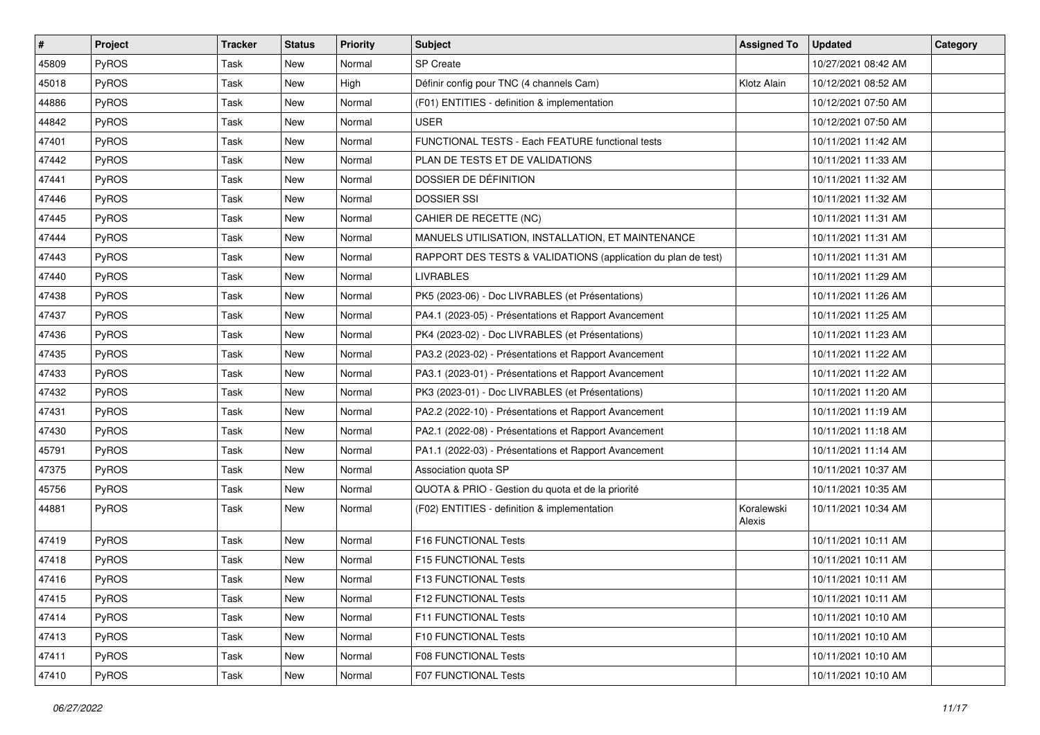| # | Project | Tracker | Status | Priority | Subject | Assigned To | Updated | Category |
|---|---|---|---|---|---|---|---|---|
| 45809 | PyROS | Task | New | Normal | SP Create | | 10/27/2021 08:42 AM | |
| 45018 | PyROS | Task | New | High | Définir config pour TNC (4 channels Cam) | Klotz Alain | 10/12/2021 08:52 AM | |
| 44886 | PyROS | Task | New | Normal | (F01) ENTITIES - definition & implementation | | 10/12/2021 07:50 AM | |
| 44842 | PyROS | Task | New | Normal | USER | | 10/12/2021 07:50 AM | |
| 47401 | PyROS | Task | New | Normal | FUNCTIONAL TESTS - Each FEATURE functional tests | | 10/11/2021 11:42 AM | |
| 47442 | PyROS | Task | New | Normal | PLAN DE TESTS ET DE VALIDATIONS | | 10/11/2021 11:33 AM | |
| 47441 | PyROS | Task | New | Normal | DOSSIER DE DÉFINITION | | 10/11/2021 11:32 AM | |
| 47446 | PyROS | Task | New | Normal | DOSSIER SSI | | 10/11/2021 11:32 AM | |
| 47445 | PyROS | Task | New | Normal | CAHIER DE RECETTE (NC) | | 10/11/2021 11:31 AM | |
| 47444 | PyROS | Task | New | Normal | MANUELS UTILISATION, INSTALLATION, ET MAINTENANCE | | 10/11/2021 11:31 AM | |
| 47443 | PyROS | Task | New | Normal | RAPPORT DES TESTS & VALIDATIONS (application du plan de test) | | 10/11/2021 11:31 AM | |
| 47440 | PyROS | Task | New | Normal | LIVRABLES | | 10/11/2021 11:29 AM | |
| 47438 | PyROS | Task | New | Normal | PK5 (2023-06) - Doc LIVRABLES (et Présentations) | | 10/11/2021 11:26 AM | |
| 47437 | PyROS | Task | New | Normal | PA4.1 (2023-05) - Présentations et Rapport Avancement | | 10/11/2021 11:25 AM | |
| 47436 | PyROS | Task | New | Normal | PK4 (2023-02) - Doc LIVRABLES (et Présentations) | | 10/11/2021 11:23 AM | |
| 47435 | PyROS | Task | New | Normal | PA3.2 (2023-02) - Présentations et Rapport Avancement | | 10/11/2021 11:22 AM | |
| 47433 | PyROS | Task | New | Normal | PA3.1 (2023-01) - Présentations et Rapport Avancement | | 10/11/2021 11:22 AM | |
| 47432 | PyROS | Task | New | Normal | PK3 (2023-01) - Doc LIVRABLES (et Présentations) | | 10/11/2021 11:20 AM | |
| 47431 | PyROS | Task | New | Normal | PA2.2 (2022-10) - Présentations et Rapport Avancement | | 10/11/2021 11:19 AM | |
| 47430 | PyROS | Task | New | Normal | PA2.1 (2022-08) - Présentations et Rapport Avancement | | 10/11/2021 11:18 AM | |
| 45791 | PyROS | Task | New | Normal | PA1.1 (2022-03) - Présentations et Rapport Avancement | | 10/11/2021 11:14 AM | |
| 47375 | PyROS | Task | New | Normal | Association quota SP | | 10/11/2021 10:37 AM | |
| 45756 | PyROS | Task | New | Normal | QUOTA & PRIO - Gestion du quota et de la priorité | | 10/11/2021 10:35 AM | |
| 44881 | PyROS | Task | New | Normal | (F02) ENTITIES - definition & implementation | Koralewski Alexis | 10/11/2021 10:34 AM | |
| 47419 | PyROS | Task | New | Normal | F16 FUNCTIONAL Tests | | 10/11/2021 10:11 AM | |
| 47418 | PyROS | Task | New | Normal | F15 FUNCTIONAL Tests | | 10/11/2021 10:11 AM | |
| 47416 | PyROS | Task | New | Normal | F13 FUNCTIONAL Tests | | 10/11/2021 10:11 AM | |
| 47415 | PyROS | Task | New | Normal | F12 FUNCTIONAL Tests | | 10/11/2021 10:11 AM | |
| 47414 | PyROS | Task | New | Normal | F11 FUNCTIONAL Tests | | 10/11/2021 10:10 AM | |
| 47413 | PyROS | Task | New | Normal | F10 FUNCTIONAL Tests | | 10/11/2021 10:10 AM | |
| 47411 | PyROS | Task | New | Normal | F08 FUNCTIONAL Tests | | 10/11/2021 10:10 AM | |
| 47410 | PyROS | Task | New | Normal | F07 FUNCTIONAL Tests | | 10/11/2021 10:10 AM | |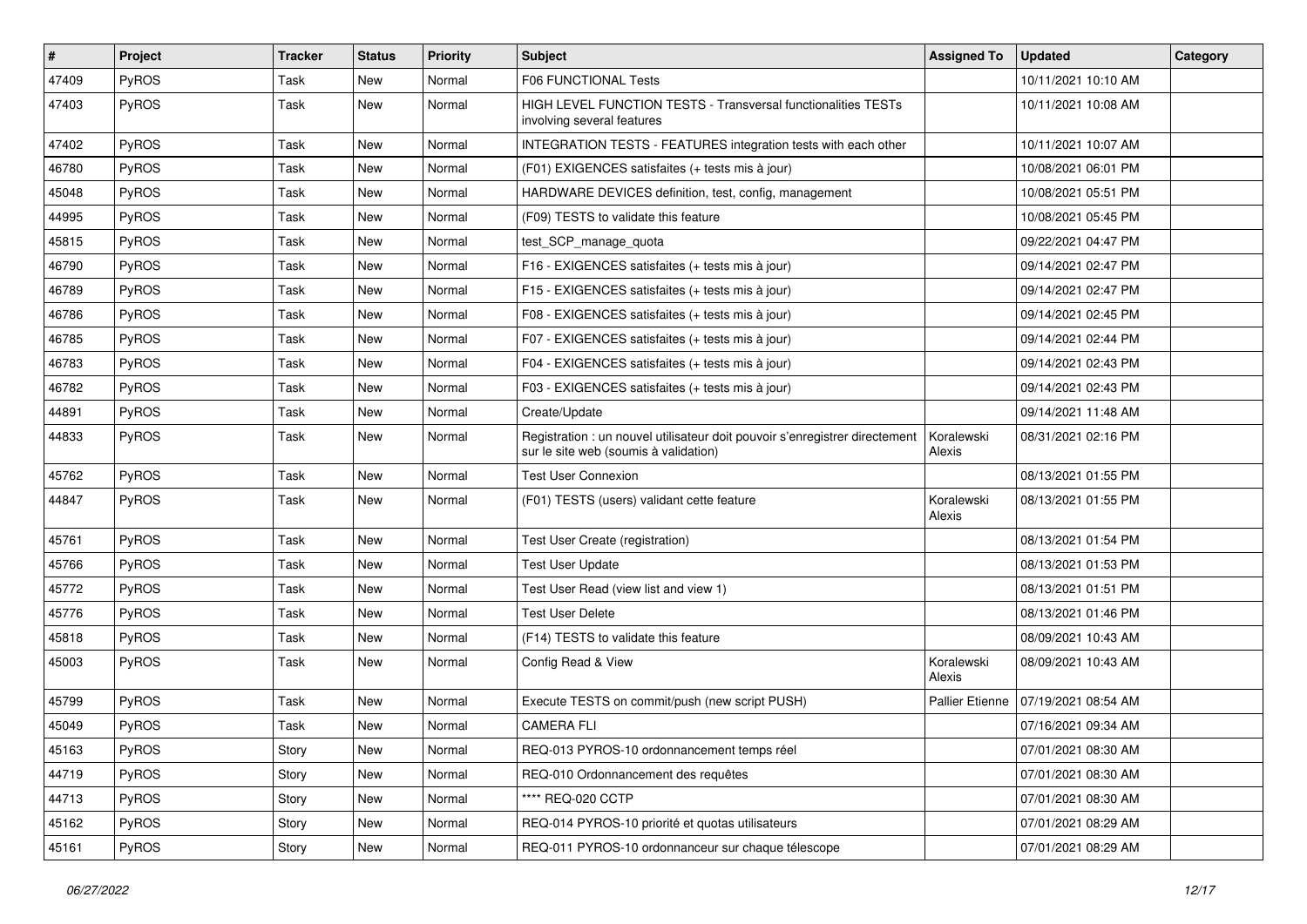| # | Project | Tracker | Status | Priority | Subject | Assigned To | Updated | Category |
|---|---|---|---|---|---|---|---|---|
| 47409 | PyROS | Task | New | Normal | F06 FUNCTIONAL Tests | | 10/11/2021 10:10 AM | |
| 47403 | PyROS | Task | New | Normal | HIGH LEVEL FUNCTION TESTS - Transversal functionalities TESTs involving several features | | 10/11/2021 10:08 AM | |
| 47402 | PyROS | Task | New | Normal | INTEGRATION TESTS - FEATURES integration tests with each other | | 10/11/2021 10:07 AM | |
| 46780 | PyROS | Task | New | Normal | (F01) EXIGENCES satisfaites (+ tests mis à jour) | | 10/08/2021 06:01 PM | |
| 45048 | PyROS | Task | New | Normal | HARDWARE DEVICES definition, test, config, management | | 10/08/2021 05:51 PM | |
| 44995 | PyROS | Task | New | Normal | (F09) TESTS to validate this feature | | 10/08/2021 05:45 PM | |
| 45815 | PyROS | Task | New | Normal | test_SCP_manage_quota | | 09/22/2021 04:47 PM | |
| 46790 | PyROS | Task | New | Normal | F16 - EXIGENCES satisfaites (+ tests mis à jour) | | 09/14/2021 02:47 PM | |
| 46789 | PyROS | Task | New | Normal | F15 - EXIGENCES satisfaites (+ tests mis à jour) | | 09/14/2021 02:47 PM | |
| 46786 | PyROS | Task | New | Normal | F08 - EXIGENCES satisfaites (+ tests mis à jour) | | 09/14/2021 02:45 PM | |
| 46785 | PyROS | Task | New | Normal | F07 - EXIGENCES satisfaites (+ tests mis à jour) | | 09/14/2021 02:44 PM | |
| 46783 | PyROS | Task | New | Normal | F04 - EXIGENCES satisfaites (+ tests mis à jour) | | 09/14/2021 02:43 PM | |
| 46782 | PyROS | Task | New | Normal | F03 - EXIGENCES satisfaites (+ tests mis à jour) | | 09/14/2021 02:43 PM | |
| 44891 | PyROS | Task | New | Normal | Create/Update | | 09/14/2021 11:48 AM | |
| 44833 | PyROS | Task | New | Normal | Registration : un nouvel utilisateur doit pouvoir s'enregistrer directement sur le site web (soumis à validation) | Koralewski Alexis | 08/31/2021 02:16 PM | |
| 45762 | PyROS | Task | New | Normal | Test User Connexion | | 08/13/2021 01:55 PM | |
| 44847 | PyROS | Task | New | Normal | (F01) TESTS (users) validant cette feature | Koralewski Alexis | 08/13/2021 01:55 PM | |
| 45761 | PyROS | Task | New | Normal | Test User Create (registration) | | 08/13/2021 01:54 PM | |
| 45766 | PyROS | Task | New | Normal | Test User Update | | 08/13/2021 01:53 PM | |
| 45772 | PyROS | Task | New | Normal | Test User Read (view list and view 1) | | 08/13/2021 01:51 PM | |
| 45776 | PyROS | Task | New | Normal | Test User Delete | | 08/13/2021 01:46 PM | |
| 45818 | PyROS | Task | New | Normal | (F14) TESTS to validate this feature | | 08/09/2021 10:43 AM | |
| 45003 | PyROS | Task | New | Normal | Config Read & View | Koralewski Alexis | 08/09/2021 10:43 AM | |
| 45799 | PyROS | Task | New | Normal | Execute TESTS on commit/push (new script PUSH) | Pallier Etienne | 07/19/2021 08:54 AM | |
| 45049 | PyROS | Task | New | Normal | CAMERA FLI | | 07/16/2021 09:34 AM | |
| 45163 | PyROS | Story | New | Normal | REQ-013 PYROS-10 ordonnancement temps réel | | 07/01/2021 08:30 AM | |
| 44719 | PyROS | Story | New | Normal | REQ-010 Ordonnancement des requêtes | | 07/01/2021 08:30 AM | |
| 44713 | PyROS | Story | New | Normal | **** REQ-020 CCTP | | 07/01/2021 08:30 AM | |
| 45162 | PyROS | Story | New | Normal | REQ-014 PYROS-10 priorité et quotas utilisateurs | | 07/01/2021 08:29 AM | |
| 45161 | PyROS | Story | New | Normal | REQ-011 PYROS-10 ordonnanceur sur chaque télescope | | 07/01/2021 08:29 AM | |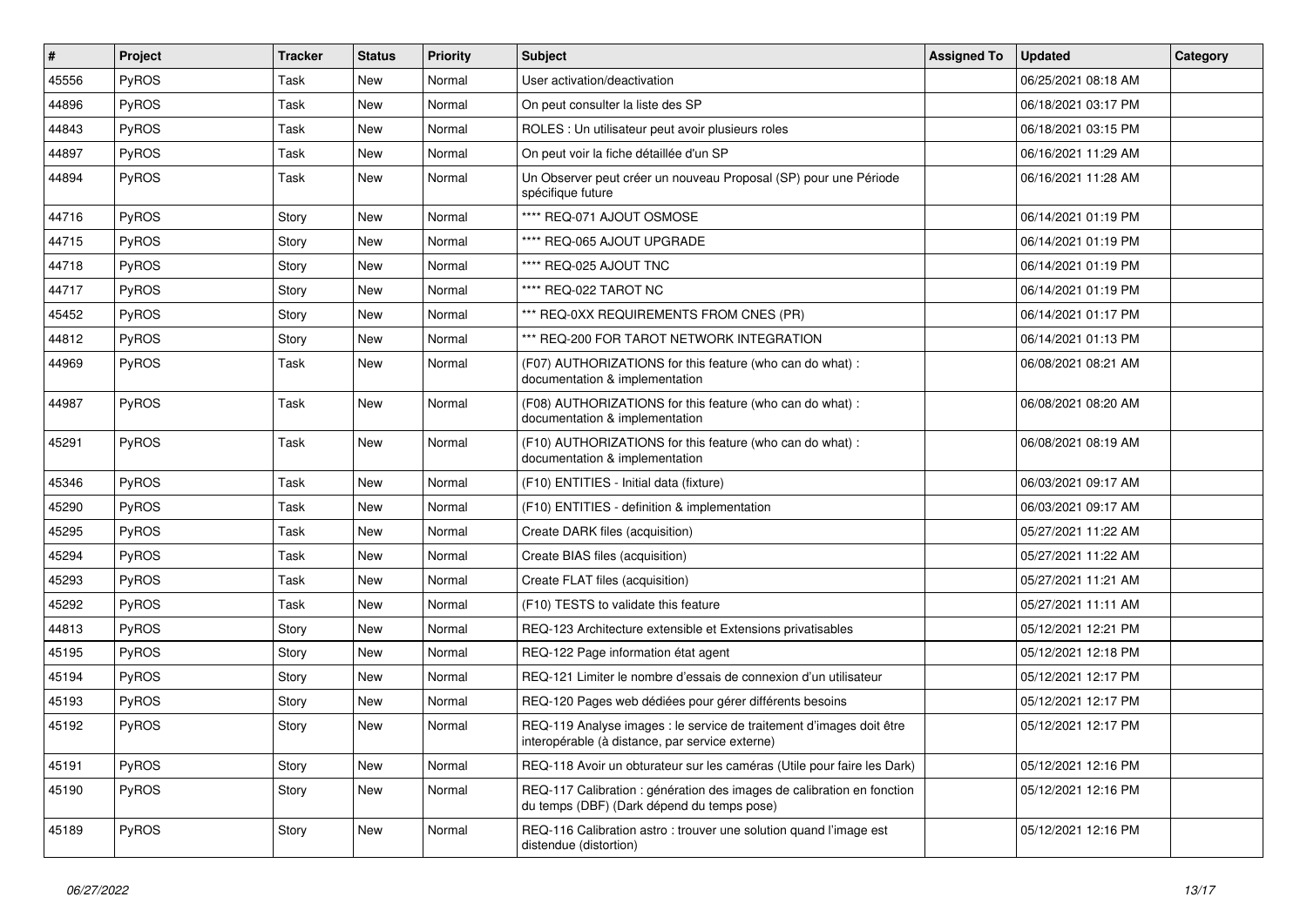| # | Project | Tracker | Status | Priority | Subject | Assigned To | Updated | Category |
|---|---|---|---|---|---|---|---|---|
| 45556 | PyROS | Task | New | Normal | User activation/deactivation | | 06/25/2021 08:18 AM | |
| 44896 | PyROS | Task | New | Normal | On peut consulter la liste des SP | | 06/18/2021 03:17 PM | |
| 44843 | PyROS | Task | New | Normal | ROLES : Un utilisateur peut avoir plusieurs roles | | 06/18/2021 03:15 PM | |
| 44897 | PyROS | Task | New | Normal | On peut voir la fiche détaillée d'un SP | | 06/16/2021 11:29 AM | |
| 44894 | PyROS | Task | New | Normal | Un Observer peut créer un nouveau Proposal (SP) pour une Période spécifique future | | 06/16/2021 11:28 AM | |
| 44716 | PyROS | Story | New | Normal | **** REQ-071 AJOUT OSMOSE | | 06/14/2021 01:19 PM | |
| 44715 | PyROS | Story | New | Normal | **** REQ-065 AJOUT UPGRADE | | 06/14/2021 01:19 PM | |
| 44718 | PyROS | Story | New | Normal | **** REQ-025 AJOUT TNC | | 06/14/2021 01:19 PM | |
| 44717 | PyROS | Story | New | Normal | **** REQ-022 TAROT NC | | 06/14/2021 01:19 PM | |
| 45452 | PyROS | Story | New | Normal | *** REQ-0XX REQUIREMENTS FROM CNES (PR) | | 06/14/2021 01:17 PM | |
| 44812 | PyROS | Story | New | Normal | *** REQ-200 FOR TAROT NETWORK INTEGRATION | | 06/14/2021 01:13 PM | |
| 44969 | PyROS | Task | New | Normal | (F07) AUTHORIZATIONS for this feature (who can do what) : documentation & implementation | | 06/08/2021 08:21 AM | |
| 44987 | PyROS | Task | New | Normal | (F08) AUTHORIZATIONS for this feature (who can do what) : documentation & implementation | | 06/08/2021 08:20 AM | |
| 45291 | PyROS | Task | New | Normal | (F10) AUTHORIZATIONS for this feature (who can do what) : documentation & implementation | | 06/08/2021 08:19 AM | |
| 45346 | PyROS | Task | New | Normal | (F10) ENTITIES - Initial data (fixture) | | 06/03/2021 09:17 AM | |
| 45290 | PyROS | Task | New | Normal | (F10) ENTITIES - definition & implementation | | 06/03/2021 09:17 AM | |
| 45295 | PyROS | Task | New | Normal | Create DARK files (acquisition) | | 05/27/2021 11:22 AM | |
| 45294 | PyROS | Task | New | Normal | Create BIAS files (acquisition) | | 05/27/2021 11:22 AM | |
| 45293 | PyROS | Task | New | Normal | Create FLAT files (acquisition) | | 05/27/2021 11:21 AM | |
| 45292 | PyROS | Task | New | Normal | (F10) TESTS to validate this feature | | 05/27/2021 11:11 AM | |
| 44813 | PyROS | Story | New | Normal | REQ-123 Architecture extensible et Extensions privatisables | | 05/12/2021 12:21 PM | |
| 45195 | PyROS | Story | New | Normal | REQ-122 Page information état agent | | 05/12/2021 12:18 PM | |
| 45194 | PyROS | Story | New | Normal | REQ-121 Limiter le nombre d'essais de connexion d'un utilisateur | | 05/12/2021 12:17 PM | |
| 45193 | PyROS | Story | New | Normal | REQ-120 Pages web dédiées pour gérer différents besoins | | 05/12/2021 12:17 PM | |
| 45192 | PyROS | Story | New | Normal | REQ-119 Analyse images : le service de traitement d'images doit être interopérable (à distance, par service externe) | | 05/12/2021 12:17 PM | |
| 45191 | PyROS | Story | New | Normal | REQ-118 Avoir un obturateur sur les caméras (Utile pour faire les Dark) | | 05/12/2021 12:16 PM | |
| 45190 | PyROS | Story | New | Normal | REQ-117 Calibration : génération des images de calibration en fonction du temps (DBF) (Dark dépend du temps pose) | | 05/12/2021 12:16 PM | |
| 45189 | PyROS | Story | New | Normal | REQ-116 Calibration astro : trouver une solution quand l'image est distendue (distortion) | | 05/12/2021 12:16 PM | |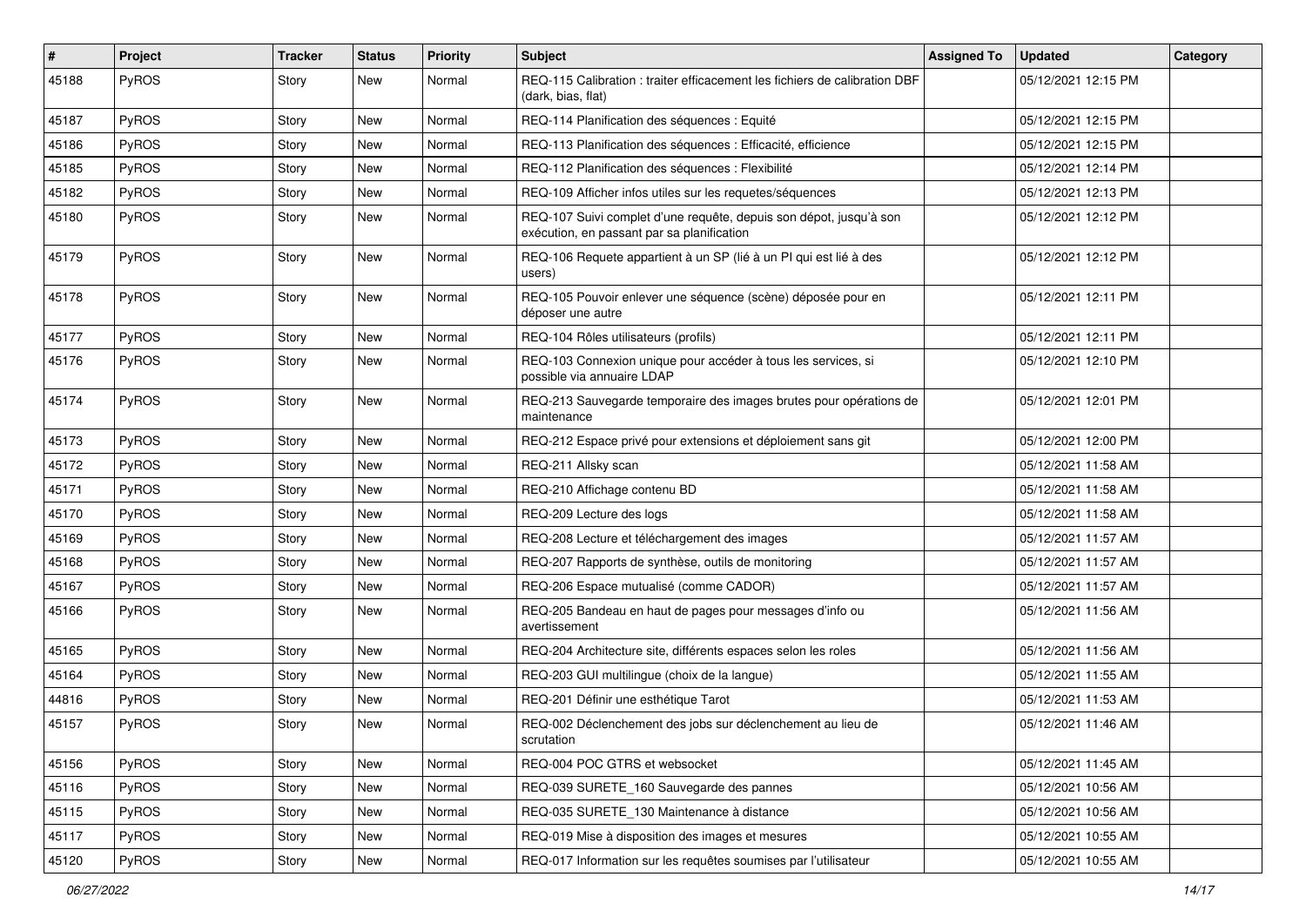| # | Project | Tracker | Status | Priority | Subject | Assigned To | Updated | Category |
|---|---|---|---|---|---|---|---|---|
| 45188 | PyROS | Story | New | Normal | REQ-115 Calibration : traiter efficacement les fichiers de calibration DBF (dark, bias, flat) | | 05/12/2021 12:15 PM | |
| 45187 | PyROS | Story | New | Normal | REQ-114 Planification des séquences : Equité | | 05/12/2021 12:15 PM | |
| 45186 | PyROS | Story | New | Normal | REQ-113 Planification des séquences : Efficacité, efficience | | 05/12/2021 12:15 PM | |
| 45185 | PyROS | Story | New | Normal | REQ-112 Planification des séquences : Flexibilité | | 05/12/2021 12:14 PM | |
| 45182 | PyROS | Story | New | Normal | REQ-109 Afficher infos utiles sur les requetes/séquences | | 05/12/2021 12:13 PM | |
| 45180 | PyROS | Story | New | Normal | REQ-107 Suivi complet d'une requête, depuis son dépot, jusqu'à son exécution, en passant par sa planification | | 05/12/2021 12:12 PM | |
| 45179 | PyROS | Story | New | Normal | REQ-106 Requete appartient à un SP (lié à un PI qui est lié à des users) | | 05/12/2021 12:12 PM | |
| 45178 | PyROS | Story | New | Normal | REQ-105 Pouvoir enlever une séquence (scène) déposée pour en déposer une autre | | 05/12/2021 12:11 PM | |
| 45177 | PyROS | Story | New | Normal | REQ-104 Rôles utilisateurs (profils) | | 05/12/2021 12:11 PM | |
| 45176 | PyROS | Story | New | Normal | REQ-103 Connexion unique pour accéder à tous les services, si possible via annuaire LDAP | | 05/12/2021 12:10 PM | |
| 45174 | PyROS | Story | New | Normal | REQ-213 Sauvegarde temporaire des images brutes pour opérations de maintenance | | 05/12/2021 12:01 PM | |
| 45173 | PyROS | Story | New | Normal | REQ-212 Espace privé pour extensions et déploiement sans git | | 05/12/2021 12:00 PM | |
| 45172 | PyROS | Story | New | Normal | REQ-211 Allsky scan | | 05/12/2021 11:58 AM | |
| 45171 | PyROS | Story | New | Normal | REQ-210 Affichage contenu BD | | 05/12/2021 11:58 AM | |
| 45170 | PyROS | Story | New | Normal | REQ-209 Lecture des logs | | 05/12/2021 11:58 AM | |
| 45169 | PyROS | Story | New | Normal | REQ-208 Lecture et téléchargement des images | | 05/12/2021 11:57 AM | |
| 45168 | PyROS | Story | New | Normal | REQ-207 Rapports de synthèse, outils de monitoring | | 05/12/2021 11:57 AM | |
| 45167 | PyROS | Story | New | Normal | REQ-206 Espace mutualisé (comme CADOR) | | 05/12/2021 11:57 AM | |
| 45166 | PyROS | Story | New | Normal | REQ-205 Bandeau en haut de pages pour messages d'info ou avertissement | | 05/12/2021 11:56 AM | |
| 45165 | PyROS | Story | New | Normal | REQ-204 Architecture site, différents espaces selon les roles | | 05/12/2021 11:56 AM | |
| 45164 | PyROS | Story | New | Normal | REQ-203 GUI multilingue (choix de la langue) | | 05/12/2021 11:55 AM | |
| 44816 | PyROS | Story | New | Normal | REQ-201 Définir une esthétique Tarot | | 05/12/2021 11:53 AM | |
| 45157 | PyROS | Story | New | Normal | REQ-002 Déclenchement des jobs sur déclenchement au lieu de scrutation | | 05/12/2021 11:46 AM | |
| 45156 | PyROS | Story | New | Normal | REQ-004 POC GTRS et websocket | | 05/12/2021 11:45 AM | |
| 45116 | PyROS | Story | New | Normal | REQ-039 SURETE_160 Sauvegarde des pannes | | 05/12/2021 10:56 AM | |
| 45115 | PyROS | Story | New | Normal | REQ-035 SURETE_130 Maintenance à distance | | 05/12/2021 10:56 AM | |
| 45117 | PyROS | Story | New | Normal | REQ-019 Mise à disposition des images et mesures | | 05/12/2021 10:55 AM | |
| 45120 | PyROS | Story | New | Normal | REQ-017 Information sur les requêtes soumises par l'utilisateur | | 05/12/2021 10:55 AM | |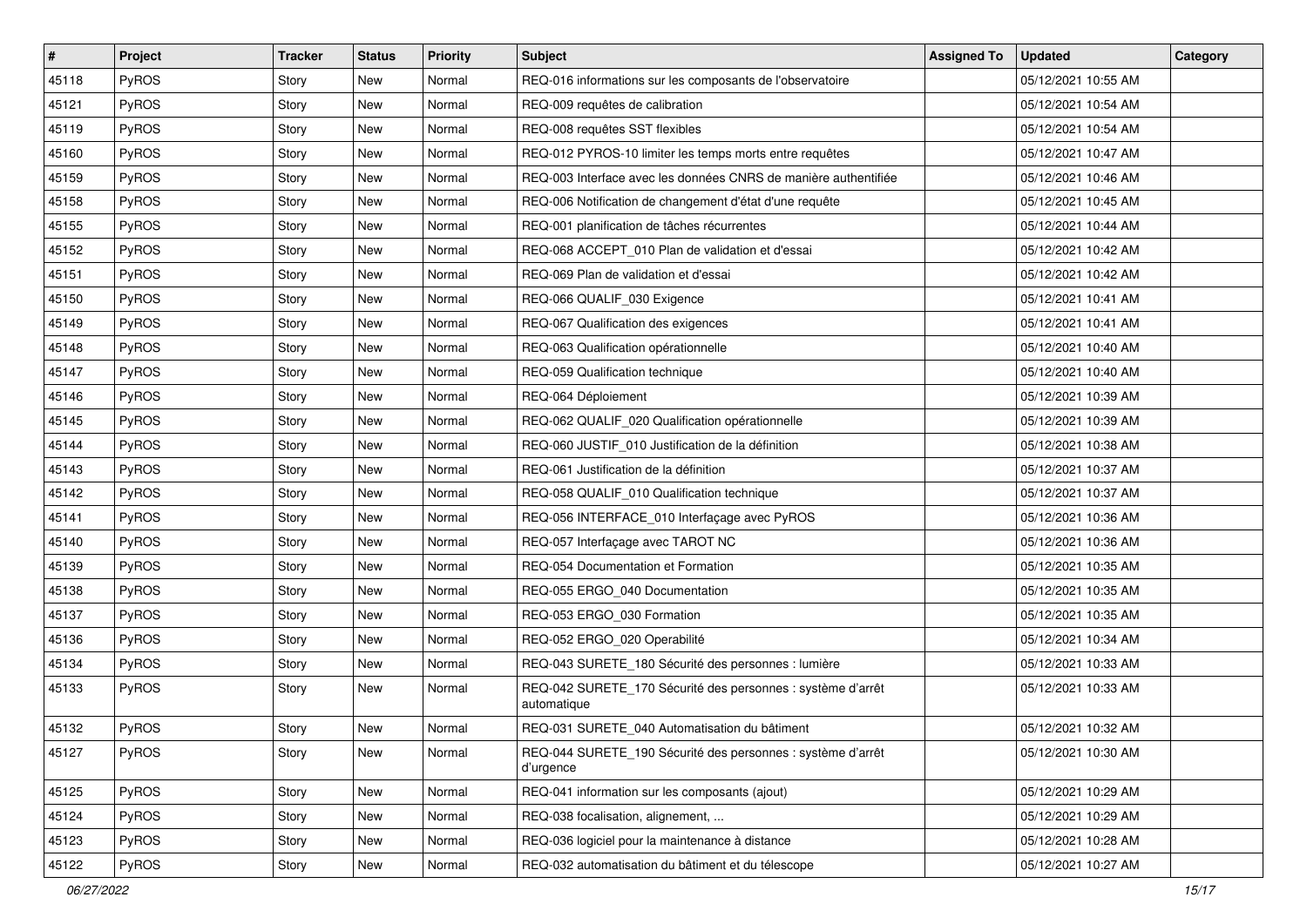| # | Project | Tracker | Status | Priority | Subject | Assigned To | Updated | Category |
|---|---|---|---|---|---|---|---|---|
| 45118 | PyROS | Story | New | Normal | REQ-016 informations sur les composants de l'observatoire | | 05/12/2021 10:55 AM | |
| 45121 | PyROS | Story | New | Normal | REQ-009 requêtes de calibration | | 05/12/2021 10:54 AM | |
| 45119 | PyROS | Story | New | Normal | REQ-008 requêtes SST flexibles | | 05/12/2021 10:54 AM | |
| 45160 | PyROS | Story | New | Normal | REQ-012 PYROS-10 limiter les temps morts entre requêtes | | 05/12/2021 10:47 AM | |
| 45159 | PyROS | Story | New | Normal | REQ-003 Interface avec les données CNRS de manière authentifiée | | 05/12/2021 10:46 AM | |
| 45158 | PyROS | Story | New | Normal | REQ-006 Notification de changement d'état d'une requête | | 05/12/2021 10:45 AM | |
| 45155 | PyROS | Story | New | Normal | REQ-001 planification de tâches récurrentes | | 05/12/2021 10:44 AM | |
| 45152 | PyROS | Story | New | Normal | REQ-068 ACCEPT_010 Plan de validation et d'essai | | 05/12/2021 10:42 AM | |
| 45151 | PyROS | Story | New | Normal | REQ-069 Plan de validation et d'essai | | 05/12/2021 10:42 AM | |
| 45150 | PyROS | Story | New | Normal | REQ-066 QUALIF_030 Exigence | | 05/12/2021 10:41 AM | |
| 45149 | PyROS | Story | New | Normal | REQ-067 Qualification des exigences | | 05/12/2021 10:41 AM | |
| 45148 | PyROS | Story | New | Normal | REQ-063 Qualification opérationnelle | | 05/12/2021 10:40 AM | |
| 45147 | PyROS | Story | New | Normal | REQ-059 Qualification technique | | 05/12/2021 10:40 AM | |
| 45146 | PyROS | Story | New | Normal | REQ-064 Déploiement | | 05/12/2021 10:39 AM | |
| 45145 | PyROS | Story | New | Normal | REQ-062 QUALIF_020 Qualification opérationnelle | | 05/12/2021 10:39 AM | |
| 45144 | PyROS | Story | New | Normal | REQ-060 JUSTIF_010 Justification de la définition | | 05/12/2021 10:38 AM | |
| 45143 | PyROS | Story | New | Normal | REQ-061 Justification de la définition | | 05/12/2021 10:37 AM | |
| 45142 | PyROS | Story | New | Normal | REQ-058 QUALIF_010 Qualification technique | | 05/12/2021 10:37 AM | |
| 45141 | PyROS | Story | New | Normal | REQ-056 INTERFACE_010 Interfaçage avec PyROS | | 05/12/2021 10:36 AM | |
| 45140 | PyROS | Story | New | Normal | REQ-057 Interfaçage avec TAROT NC | | 05/12/2021 10:36 AM | |
| 45139 | PyROS | Story | New | Normal | REQ-054 Documentation et Formation | | 05/12/2021 10:35 AM | |
| 45138 | PyROS | Story | New | Normal | REQ-055 ERGO_040 Documentation | | 05/12/2021 10:35 AM | |
| 45137 | PyROS | Story | New | Normal | REQ-053 ERGO_030 Formation | | 05/12/2021 10:35 AM | |
| 45136 | PyROS | Story | New | Normal | REQ-052 ERGO_020 Operabilité | | 05/12/2021 10:34 AM | |
| 45134 | PyROS | Story | New | Normal | REQ-043 SURETE_180 Sécurité des personnes : lumière | | 05/12/2021 10:33 AM | |
| 45133 | PyROS | Story | New | Normal | REQ-042 SURETE_170 Sécurité des personnes : système d'arrêt automatique | | 05/12/2021 10:33 AM | |
| 45132 | PyROS | Story | New | Normal | REQ-031 SURETE_040 Automatisation du bâtiment | | 05/12/2021 10:32 AM | |
| 45127 | PyROS | Story | New | Normal | REQ-044 SURETE_190 Sécurité des personnes : système d'arrêt d'urgence | | 05/12/2021 10:30 AM | |
| 45125 | PyROS | Story | New | Normal | REQ-041 information sur les composants (ajout) | | 05/12/2021 10:29 AM | |
| 45124 | PyROS | Story | New | Normal | REQ-038 focalisation, alignement, ... | | 05/12/2021 10:29 AM | |
| 45123 | PyROS | Story | New | Normal | REQ-036 logiciel pour la maintenance à distance | | 05/12/2021 10:28 AM | |
| 45122 | PyROS | Story | New | Normal | REQ-032 automatisation du bâtiment et du télescope | | 05/12/2021 10:27 AM | |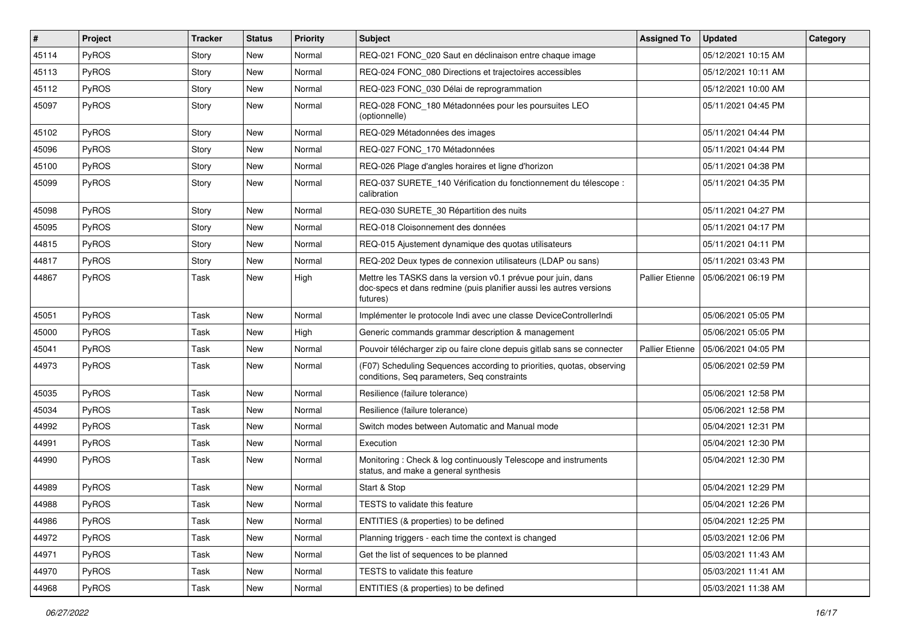| # | Project | Tracker | Status | Priority | Subject | Assigned To | Updated | Category |
|---|---|---|---|---|---|---|---|---|
| 45114 | PyROS | Story | New | Normal | REQ-021 FONC_020 Saut en déclinaison entre chaque image | | 05/12/2021 10:15 AM | |
| 45113 | PyROS | Story | New | Normal | REQ-024 FONC_080 Directions et trajectoires accessibles | | 05/12/2021 10:11 AM | |
| 45112 | PyROS | Story | New | Normal | REQ-023 FONC_030 Délai de reprogrammation | | 05/12/2021 10:00 AM | |
| 45097 | PyROS | Story | New | Normal | REQ-028 FONC_180 Métadonnées pour les poursuites LEO (optionnelle) | | 05/11/2021 04:45 PM | |
| 45102 | PyROS | Story | New | Normal | REQ-029 Métadonnées des images | | 05/11/2021 04:44 PM | |
| 45096 | PyROS | Story | New | Normal | REQ-027 FONC_170 Métadonnées | | 05/11/2021 04:44 PM | |
| 45100 | PyROS | Story | New | Normal | REQ-026 Plage d'angles horaires et ligne d'horizon | | 05/11/2021 04:38 PM | |
| 45099 | PyROS | Story | New | Normal | REQ-037 SURETE_140 Vérification du fonctionnement du télescope : calibration | | 05/11/2021 04:35 PM | |
| 45098 | PyROS | Story | New | Normal | REQ-030 SURETE_30 Répartition des nuits | | 05/11/2021 04:27 PM | |
| 45095 | PyROS | Story | New | Normal | REQ-018 Cloisonnement des données | | 05/11/2021 04:17 PM | |
| 44815 | PyROS | Story | New | Normal | REQ-015 Ajustement dynamique des quotas utilisateurs | | 05/11/2021 04:11 PM | |
| 44817 | PyROS | Story | New | Normal | REQ-202 Deux types de connexion utilisateurs (LDAP ou sans) | | 05/11/2021 03:43 PM | |
| 44867 | PyROS | Task | New | High | Mettre les TASKS dans la version v0.1 prévue pour juin, dans doc-specs et dans redmine (puis planifier aussi les autres versions futures) | Pallier Etienne | 05/06/2021 06:19 PM | |
| 45051 | PyROS | Task | New | Normal | Implémenter le protocole Indi avec une classe DeviceControllerIndi | | 05/06/2021 05:05 PM | |
| 45000 | PyROS | Task | New | High | Generic commands grammar description & management | | 05/06/2021 05:05 PM | |
| 45041 | PyROS | Task | New | Normal | Pouvoir télécharger zip ou faire clone depuis gitlab sans se connecter | Pallier Etienne | 05/06/2021 04:05 PM | |
| 44973 | PyROS | Task | New | Normal | (F07) Scheduling Sequences according to priorities, quotas, observing conditions, Seq parameters, Seq constraints | | 05/06/2021 02:59 PM | |
| 45035 | PyROS | Task | New | Normal | Resilience (failure tolerance) | | 05/06/2021 12:58 PM | |
| 45034 | PyROS | Task | New | Normal | Resilience (failure tolerance) | | 05/06/2021 12:58 PM | |
| 44992 | PyROS | Task | New | Normal | Switch modes between Automatic and Manual mode | | 05/04/2021 12:31 PM | |
| 44991 | PyROS | Task | New | Normal | Execution | | 05/04/2021 12:30 PM | |
| 44990 | PyROS | Task | New | Normal | Monitoring : Check & log continuously Telescope and instruments status, and make a general synthesis | | 05/04/2021 12:30 PM | |
| 44989 | PyROS | Task | New | Normal | Start & Stop | | 05/04/2021 12:29 PM | |
| 44988 | PyROS | Task | New | Normal | TESTS to validate this feature | | 05/04/2021 12:26 PM | |
| 44986 | PyROS | Task | New | Normal | ENTITIES (& properties) to be defined | | 05/04/2021 12:25 PM | |
| 44972 | PyROS | Task | New | Normal | Planning triggers - each time the context is changed | | 05/03/2021 12:06 PM | |
| 44971 | PyROS | Task | New | Normal | Get the list of sequences to be planned | | 05/03/2021 11:43 AM | |
| 44970 | PyROS | Task | New | Normal | TESTS to validate this feature | | 05/03/2021 11:41 AM | |
| 44968 | PyROS | Task | New | Normal | ENTITIES (& properties) to be defined | | 05/03/2021 11:38 AM | |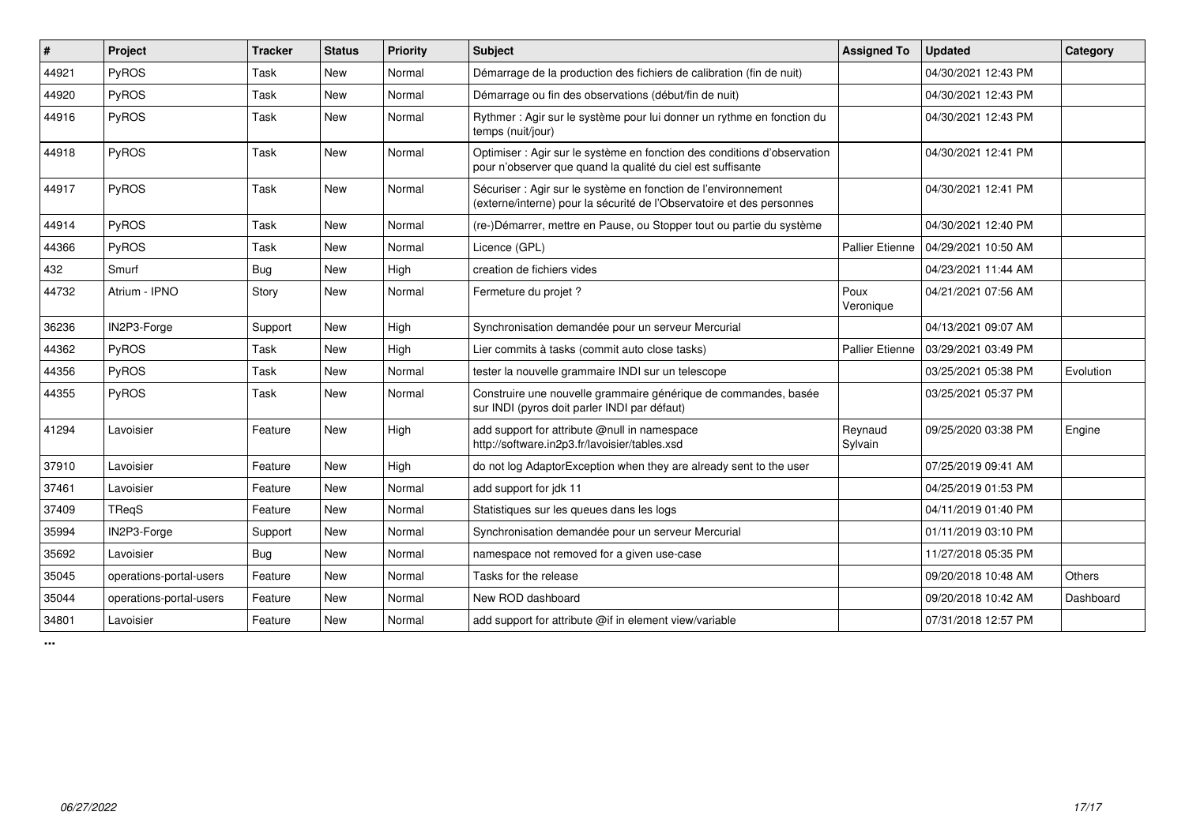| # | Project | Tracker | Status | Priority | Subject | Assigned To | Updated | Category |
|---|---|---|---|---|---|---|---|---|
| 44921 | PyROS | Task | New | Normal | Démarrage de la production des fichiers de calibration (fin de nuit) | | 04/30/2021 12:43 PM | |
| 44920 | PyROS | Task | New | Normal | Démarrage ou fin des observations (début/fin de nuit) | | 04/30/2021 12:43 PM | |
| 44916 | PyROS | Task | New | Normal | Rythmer : Agir sur le système pour lui donner un rythme en fonction du temps (nuit/jour) | | 04/30/2021 12:43 PM | |
| 44918 | PyROS | Task | New | Normal | Optimiser : Agir sur le système en fonction des conditions d'observation pour n'observer que quand la qualité du ciel est suffisante | | 04/30/2021 12:41 PM | |
| 44917 | PyROS | Task | New | Normal | Sécuriser : Agir sur le système en fonction de l'environnement (externe/interne) pour la sécurité de l'Observatoire et des personnes | | 04/30/2021 12:41 PM | |
| 44914 | PyROS | Task | New | Normal | (re-)Démarrer, mettre en Pause, ou Stopper tout ou partie du système | | 04/30/2021 12:40 PM | |
| 44366 | PyROS | Task | New | Normal | Licence (GPL) | Pallier Etienne | 04/29/2021 10:50 AM | |
| 432 | Smurf | Bug | New | High | creation de fichiers vides | | 04/23/2021 11:44 AM | |
| 44732 | Atrium - IPNO | Story | New | Normal | Fermeture du projet ? | Poux Veronique | 04/21/2021 07:56 AM | |
| 36236 | IN2P3-Forge | Support | New | High | Synchronisation demandée pour un serveur Mercurial | | 04/13/2021 09:07 AM | |
| 44362 | PyROS | Task | New | High | Lier commits à tasks (commit auto close tasks) | Pallier Etienne | 03/29/2021 03:49 PM | |
| 44356 | PyROS | Task | New | Normal | tester la nouvelle grammaire INDI sur un telescope | | 03/25/2021 05:38 PM | Evolution |
| 44355 | PyROS | Task | New | Normal | Construire une nouvelle grammaire générique de commandes, basée sur INDI (pyros doit parler INDI par défaut) | | 03/25/2021 05:37 PM | |
| 41294 | Lavoisier | Feature | New | High | add support for attribute @null in namespace http://software.in2p3.fr/lavoisier/tables.xsd | Reynaud Sylvain | 09/25/2020 03:38 PM | Engine |
| 37910 | Lavoisier | Feature | New | High | do not log AdaptorException when they are already sent to the user | | 07/25/2019 09:41 AM | |
| 37461 | Lavoisier | Feature | New | Normal | add support for jdk 11 | | 04/25/2019 01:53 PM | |
| 37409 | TReqS | Feature | New | Normal | Statistiques sur les queues dans les logs | | 04/11/2019 01:40 PM | |
| 35994 | IN2P3-Forge | Support | New | Normal | Synchronisation demandée pour un serveur Mercurial | | 01/11/2019 03:10 PM | |
| 35692 | Lavoisier | Bug | New | Normal | namespace not removed for a given use-case | | 11/27/2018 05:35 PM | |
| 35045 | operations-portal-users | Feature | New | Normal | Tasks for the release | | 09/20/2018 10:48 AM | Others |
| 35044 | operations-portal-users | Feature | New | Normal | New ROD dashboard | | 09/20/2018 10:42 AM | Dashboard |
| 34801 | Lavoisier | Feature | New | Normal | add support for attribute @if in element view/variable | | 07/31/2018 12:57 PM | |

...